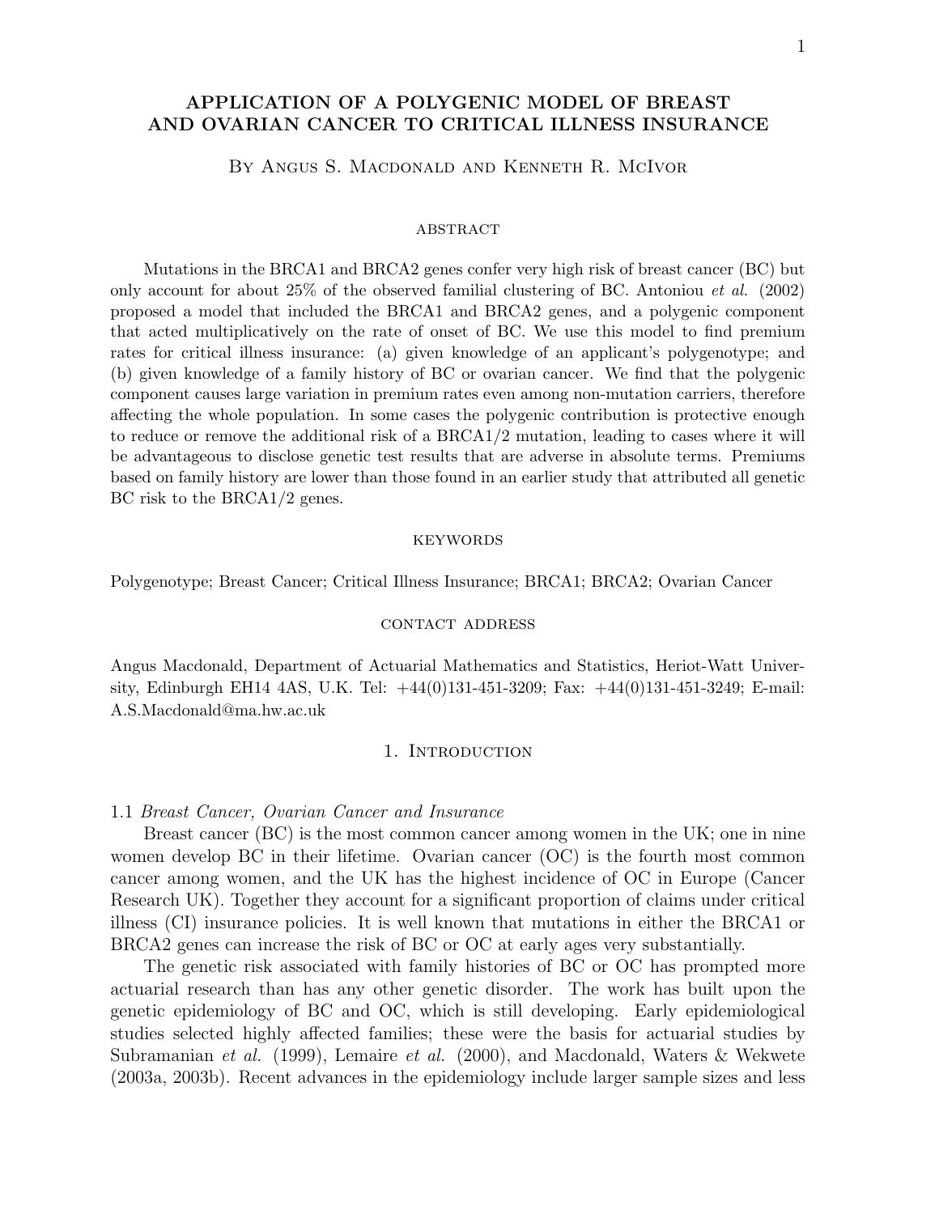# APPLICATION OF A POLYGENIC MODEL OF BREAST AND OVARIAN CANCER TO CRITICAL ILLNESS INSURANCE

By Angus S. Macdonald and Kenneth R. McIvor

## ABSTRACT

Mutations in the BRCA1 and BRCA2 genes confer very high risk of breast cancer (BC) but only account for about 25% of the observed familial clustering of BC. Antoniou *et al.* (2002) proposed a model that included the BRCA1 and BRCA2 genes, and a polygenic component that acted multiplicatively on the rate of onset of BC. We use this model to find premium rates for critical illness insurance: (a) given knowledge of an applicant's polygenotype; and (b) given knowledge of a family history of BC or ovarian cancer. We find that the polygenic component causes large variation in premium rates even among non-mutation carriers, therefore affecting the whole population. In some cases the polygenic contribution is protective enough to reduce or remove the additional risk of a BRCA1/2 mutation, leading to cases where it will be advantageous to disclose genetic test results that are adverse in absolute terms. Premiums based on family history are lower than those found in an earlier study that attributed all genetic BC risk to the BRCA1/2 genes.

## KEYWORDS

Polygenotype; Breast Cancer; Critical Illness Insurance; BRCA1; BRCA2; Ovarian Cancer

## CONTACT ADDRESS

Angus Macdonald, Department of Actuarial Mathematics and Statistics, Heriot-Watt University, Edinburgh EH14 4AS, U.K. Tel: +44(0)131-451-3209; Fax: +44(0)131-451-3249; E-mail: A.S.Macdonald@ma.hw.ac.uk

## 1. Introduction

### 1.1 *Breast Cancer, Ovarian Cancer and Insurance*

Breast cancer (BC) is the most common cancer among women in the UK; one in nine women develop BC in their lifetime. Ovarian cancer (OC) is the fourth most common cancer among women, and the UK has the highest incidence of OC in Europe (Cancer Research UK). Together they account for a significant proportion of claims under critical illness (CI) insurance policies. It is well known that mutations in either the BRCA1 or BRCA2 genes can increase the risk of BC or OC at early ages very substantially.

The genetic risk associated with family histories of BC or OC has prompted more actuarial research than has any other genetic disorder. The work has built upon the genetic epidemiology of BC and OC, which is still developing. Early epidemiological studies selected highly affected families; these were the basis for actuarial studies by Subramanian *et al.* (1999), Lemaire *et al.* (2000), and Macdonald, Waters & Wekwete (2003a, 2003b). Recent advances in the epidemiology include larger sample sizes and less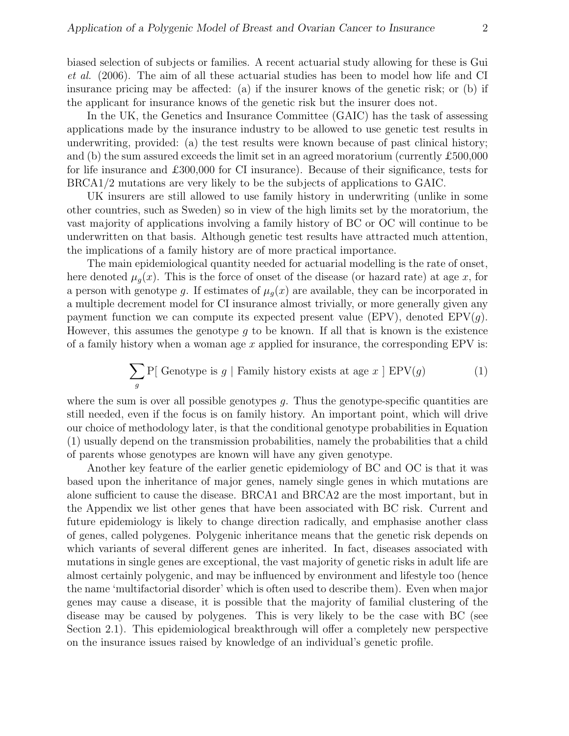biased selection of subjects or families. A recent actuarial study allowing for these is Gui *et al.* (2006). The aim of all these actuarial studies has been to model how life and CI insurance pricing may be affected: (a) if the insurer knows of the genetic risk; or (b) if the applicant for insurance knows of the genetic risk but the insurer does not.

In the UK, the Genetics and Insurance Committee (GAIC) has the task of assessing applications made by the insurance industry to be allowed to use genetic test results in underwriting, provided: (a) the test results were known because of past clinical history; and (b) the sum assured exceeds the limit set in an agreed moratorium (currently £500,000 for life insurance and £300,000 for CI insurance). Because of their significance, tests for BRCA1/2 mutations are very likely to be the subjects of applications to GAIC.

UK insurers are still allowed to use family history in underwriting (unlike in some other countries, such as Sweden) so in view of the high limits set by the moratorium, the vast majority of applications involving a family history of BC or OC will continue to be underwritten on that basis. Although genetic test results have attracted much attention, the implications of a family history are of more practical importance.

The main epidemiological quantity needed for actuarial modelling is the rate of onset, here denoted $\mu_g(x)$. This is the force of onset of the disease (or hazard rate) at age $x$, for a person with genotype $g$. If estimates of $\mu_g(x)$ are available, they can be incorporated in a multiple decrement model for CI insurance almost trivially, or more generally given any payment function we can compute its expected present value (EPV), denoted $\text{EPV}(g)$. However, this assumes the genotype $g$ to be known. If all that is known is the existence of a family history when a woman age $x$ applied for insurance, the corresponding EPV is:

$$\sum_g \text{P[ Genotype is } g \mid \text{Family history exists at age } x \text{ ] EPV}(g) \tag{1}$$

where the sum is over all possible genotypes $g$. Thus the genotype-specific quantities are still needed, even if the focus is on family history. An important point, which will drive our choice of methodology later, is that the conditional genotype probabilities in Equation (1) usually depend on the transmission probabilities, namely the probabilities that a child of parents whose genotypes are known will have any given genotype.

Another key feature of the earlier genetic epidemiology of BC and OC is that it was based upon the inheritance of major genes, namely single genes in which mutations are alone sufficient to cause the disease. BRCA1 and BRCA2 are the most important, but in the Appendix we list other genes that have been associated with BC risk. Current and future epidemiology is likely to change direction radically, and emphasise another class of genes, called polygenes. Polygenic inheritance means that the genetic risk depends on which variants of several different genes are inherited. In fact, diseases associated with mutations in single genes are exceptional, the vast majority of genetic risks in adult life are almost certainly polygenic, and may be influenced by environment and lifestyle too (hence the name 'multifactorial disorder' which is often used to describe them). Even when major genes may cause a disease, it is possible that the majority of familial clustering of the disease may be caused by polygenes. This is very likely to be the case with BC (see Section 2.1). This epidemiological breakthrough will offer a completely new perspective on the insurance issues raised by knowledge of an individual's genetic profile.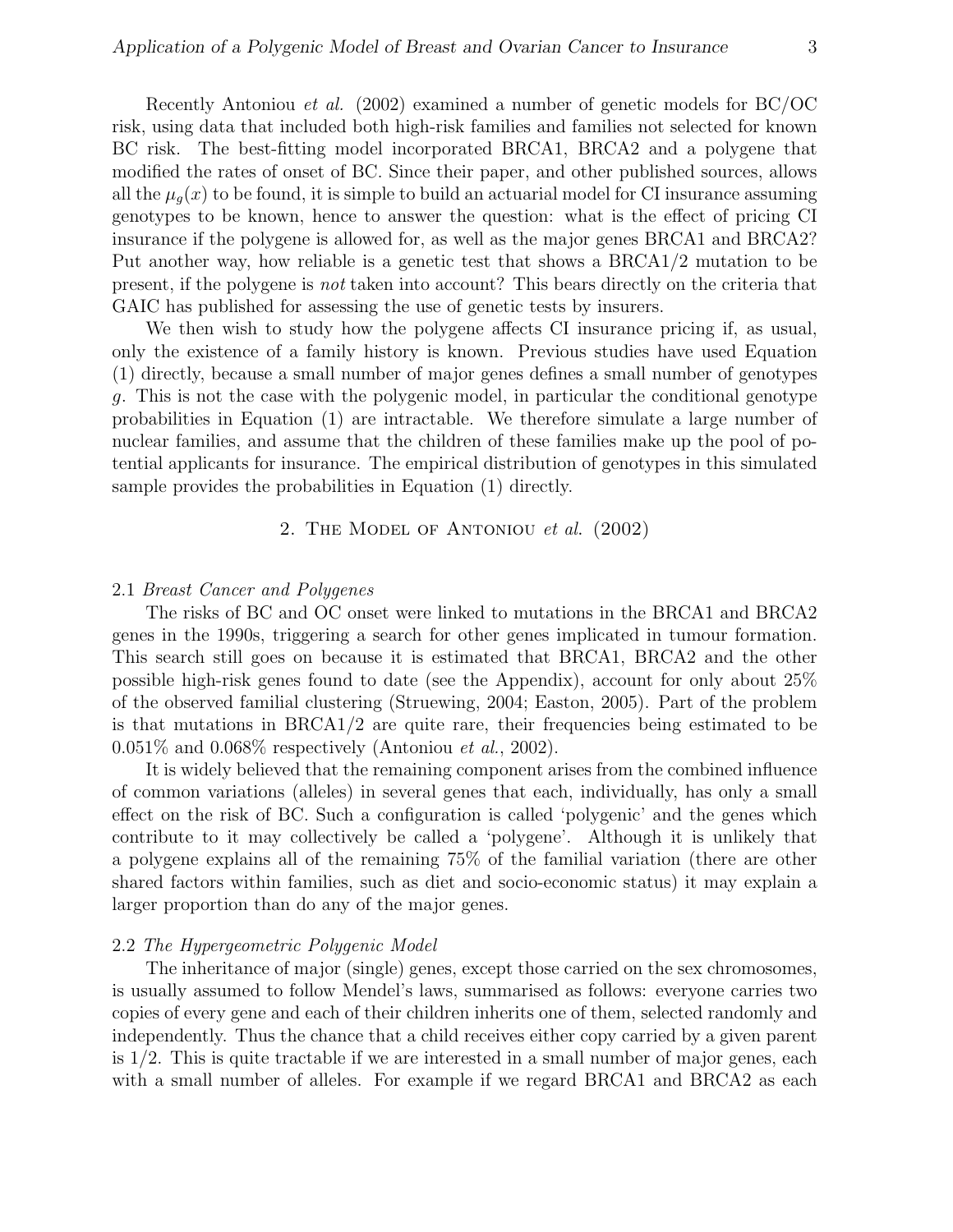Recently Antoniou *et al.* (2002) examined a number of genetic models for BC/OC risk, using data that included both high-risk families and families not selected for known BC risk. The best-fitting model incorporated BRCA1, BRCA2 and a polygene that modified the rates of onset of BC. Since their paper, and other published sources, allows all the $\mu_g(x)$ to be found, it is simple to build an actuarial model for CI insurance assuming genotypes to be known, hence to answer the question: what is the effect of pricing CI insurance if the polygene is allowed for, as well as the major genes BRCA1 and BRCA2? Put another way, how reliable is a genetic test that shows a BRCA1/2 mutation to be present, if the polygene is *not* taken into account? This bears directly on the criteria that GAIC has published for assessing the use of genetic tests by insurers.

We then wish to study how the polygene affects CI insurance pricing if, as usual, only the existence of a family history is known. Previous studies have used Equation (1) directly, because a small number of major genes defines a small number of genotypes $g$. This is not the case with the polygenic model, in particular the conditional genotype probabilities in Equation (1) are intractable. We therefore simulate a large number of nuclear families, and assume that the children of these families make up the pool of potential applicants for insurance. The empirical distribution of genotypes in this simulated sample provides the probabilities in Equation (1) directly.

## 2. The Model of Antoniou *et al.* (2002)

### 2.1 *Breast Cancer and Polygenes*

The risks of BC and OC onset were linked to mutations in the BRCA1 and BRCA2 genes in the 1990s, triggering a search for other genes implicated in tumour formation. This search still goes on because it is estimated that BRCA1, BRCA2 and the other possible high-risk genes found to date (see the Appendix), account for only about 25% of the observed familial clustering (Struewing, 2004; Easton, 2005). Part of the problem is that mutations in BRCA1/2 are quite rare, their frequencies being estimated to be 0.051% and 0.068% respectively (Antoniou *et al.*, 2002).

It is widely believed that the remaining component arises from the combined influence of common variations (alleles) in several genes that each, individually, has only a small effect on the risk of BC. Such a configuration is called 'polygenic' and the genes which contribute to it may collectively be called a 'polygene'. Although it is unlikely that a polygene explains all of the remaining 75% of the familial variation (there are other shared factors within families, such as diet and socio-economic status) it may explain a larger proportion than do any of the major genes.

### 2.2 *The Hypergeometric Polygenic Model*

The inheritance of major (single) genes, except those carried on the sex chromosomes, is usually assumed to follow Mendel's laws, summarised as follows: everyone carries two copies of every gene and each of their children inherits one of them, selected randomly and independently. Thus the chance that a child receives either copy carried by a given parent is 1/2. This is quite tractable if we are interested in a small number of major genes, each with a small number of alleles. For example if we regard BRCA1 and BRCA2 as each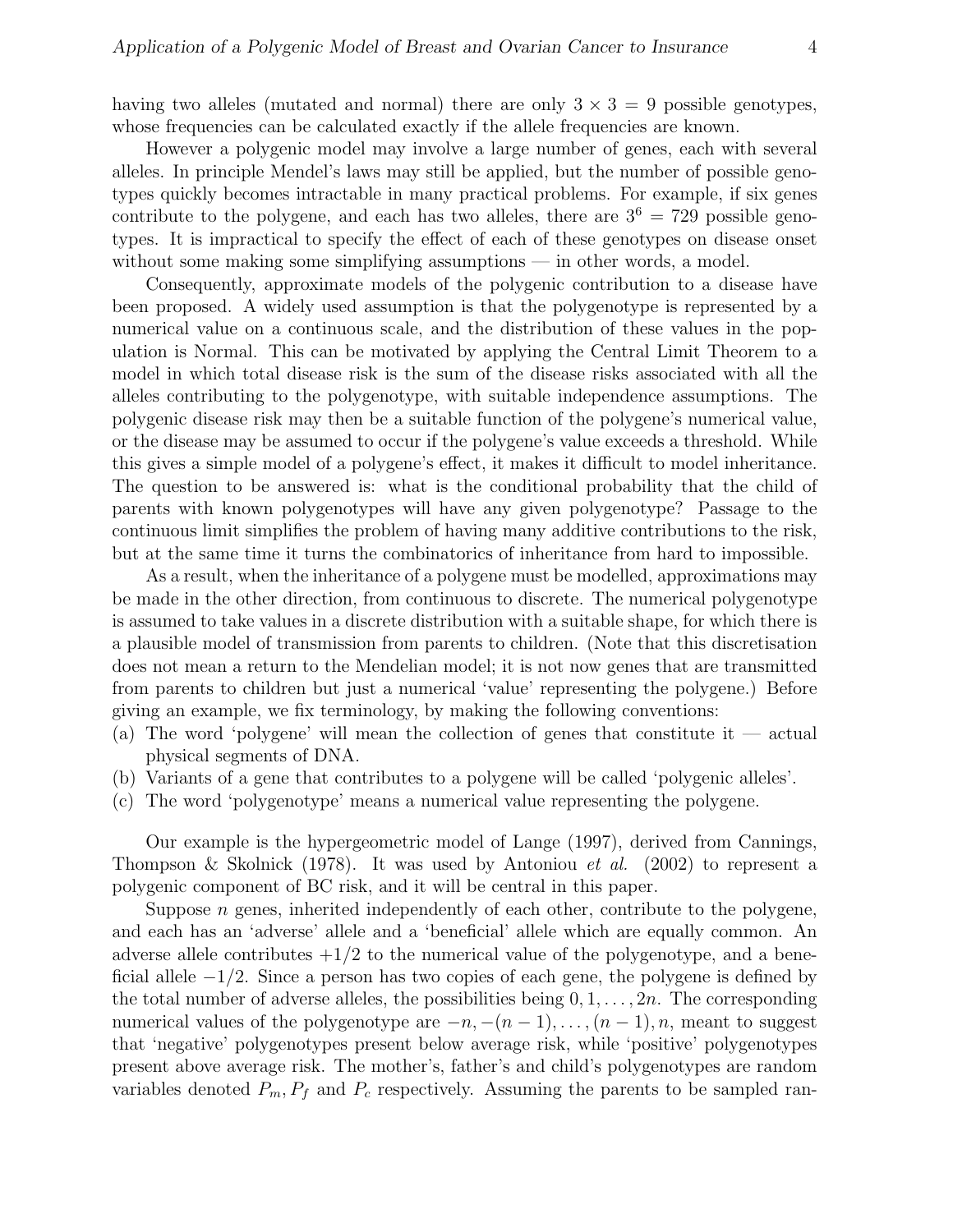having two alleles (mutated and normal) there are only $3 \times 3 = 9$ possible genotypes, whose frequencies can be calculated exactly if the allele frequencies are known.

However a polygenic model may involve a large number of genes, each with several alleles. In principle Mendel's laws may still be applied, but the number of possible genotypes quickly becomes intractable in many practical problems. For example, if six genes contribute to the polygene, and each has two alleles, there are $3^6 = 729$ possible genotypes. It is impractical to specify the effect of each of these genotypes on disease onset without some making some simplifying assumptions — in other words, a model.

Consequently, approximate models of the polygenic contribution to a disease have been proposed. A widely used assumption is that the polygenotype is represented by a numerical value on a continuous scale, and the distribution of these values in the population is Normal. This can be motivated by applying the Central Limit Theorem to a model in which total disease risk is the sum of the disease risks associated with all the alleles contributing to the polygenotype, with suitable independence assumptions. The polygenic disease risk may then be a suitable function of the polygene's numerical value, or the disease may be assumed to occur if the polygene's value exceeds a threshold. While this gives a simple model of a polygene's effect, it makes it difficult to model inheritance. The question to be answered is: what is the conditional probability that the child of parents with known polygenotypes will have any given polygenotype? Passage to the continuous limit simplifies the problem of having many additive contributions to the risk, but at the same time it turns the combinatorics of inheritance from hard to impossible.

As a result, when the inheritance of a polygene must be modelled, approximations may be made in the other direction, from continuous to discrete. The numerical polygenotype is assumed to take values in a discrete distribution with a suitable shape, for which there is a plausible model of transmission from parents to children. (Note that this discretisation does not mean a return to the Mendelian model; it is not now genes that are transmitted from parents to children but just a numerical 'value' representing the polygene.) Before giving an example, we fix terminology, by making the following conventions:

(a) The word 'polygene' will mean the collection of genes that constitute it — actual physical segments of DNA.
(b) Variants of a gene that contributes to a polygene will be called 'polygenic alleles'.
(c) The word 'polygenotype' means a numerical value representing the polygene.

Our example is the hypergeometric model of Lange (1997), derived from Cannings, Thompson & Skolnick (1978). It was used by Antoniou *et al.* (2002) to represent a polygenic component of BC risk, and it will be central in this paper.

Suppose $n$ genes, inherited independently of each other, contribute to the polygene, and each has an 'adverse' allele and a 'beneficial' allele which are equally common. An adverse allele contributes $+1/2$ to the numerical value of the polygenotype, and a beneficial allele $-1/2$. Since a person has two copies of each gene, the polygene is defined by the total number of adverse alleles, the possibilities being $0, 1, \ldots, 2n$. The corresponding numerical values of the polygenotype are $-n, -(n-1), \ldots, (n-1), n$, meant to suggest that 'negative' polygenotypes present below average risk, while 'positive' polygenotypes present above average risk. The mother's, father's and child's polygenotypes are random variables denoted $P_m, P_f$ and $P_c$ respectively. Assuming the parents to be sampled ran-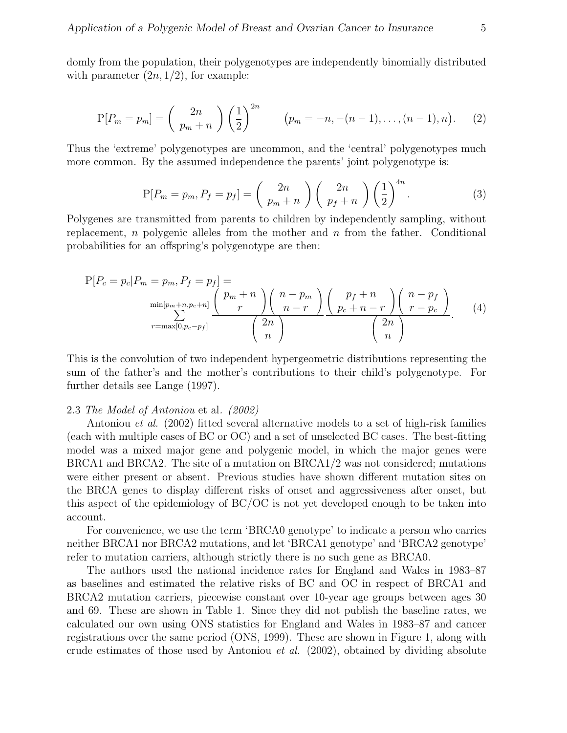domly from the population, their polygenotypes are independently binomially distributed with parameter $(2n, 1/2)$, for example:

$$\mathrm{P}[P_m = p_m] = \binom{2n}{p_m + n} \left(\frac{1}{2}\right)^{2n} \qquad \big(p_m = -n, -(n-1), \ldots, (n-1), n\big). \tag{2}$$

Thus the 'extreme' polygenotypes are uncommon, and the 'central' polygenotypes much more common. By the assumed independence the parents' joint polygenotype is:

$$\mathrm{P}[P_m = p_m, P_f = p_f] = \binom{2n}{p_m + n} \binom{2n}{p_f + n} \left(\frac{1}{2}\right)^{4n}. \tag{3}$$

Polygenes are transmitted from parents to children by independently sampling, without replacement, $n$ polygenic alleles from the mother and $n$ from the father. Conditional probabilities for an offspring's polygenotype are then:

$$\mathrm{P}[P_c = p_c | P_m = p_m, P_f = p_f] = \sum_{r=\max[0, p_c - p_f]}^{\min[p_m + n, p_c + n]} \frac{\binom{p_m + n}{r} \binom{n - p_m}{n - r}}{\binom{2n}{n}} \frac{\binom{p_f + n}{p_c + n - r} \binom{n - p_f}{r - p_c}}{\binom{2n}{n}}. \tag{4}$$

This is the convolution of two independent hypergeometric distributions representing the sum of the father's and the mother's contributions to their child's polygenotype. For further details see Lange (1997).

### 2.3 *The Model of Antoniou* et al. *(2002)*

Antoniou *et al.* (2002) fitted several alternative models to a set of high-risk families (each with multiple cases of BC or OC) and a set of unselected BC cases. The best-fitting model was a mixed major gene and polygenic model, in which the major genes were BRCA1 and BRCA2. The site of a mutation on BRCA1/2 was not considered; mutations were either present or absent. Previous studies have shown different mutation sites on the BRCA genes to display different risks of onset and aggressiveness after onset, but this aspect of the epidemiology of BC/OC is not yet developed enough to be taken into account.

For convenience, we use the term 'BRCA0 genotype' to indicate a person who carries neither BRCA1 nor BRCA2 mutations, and let 'BRCA1 genotype' and 'BRCA2 genotype' refer to mutation carriers, although strictly there is no such gene as BRCA0.

The authors used the national incidence rates for England and Wales in 1983–87 as baselines and estimated the relative risks of BC and OC in respect of BRCA1 and BRCA2 mutation carriers, piecewise constant over 10-year age groups between ages 30 and 69. These are shown in Table 1. Since they did not publish the baseline rates, we calculated our own using ONS statistics for England and Wales in 1983–87 and cancer registrations over the same period (ONS, 1999). These are shown in Figure 1, along with crude estimates of those used by Antoniou *et al.* (2002), obtained by dividing absolute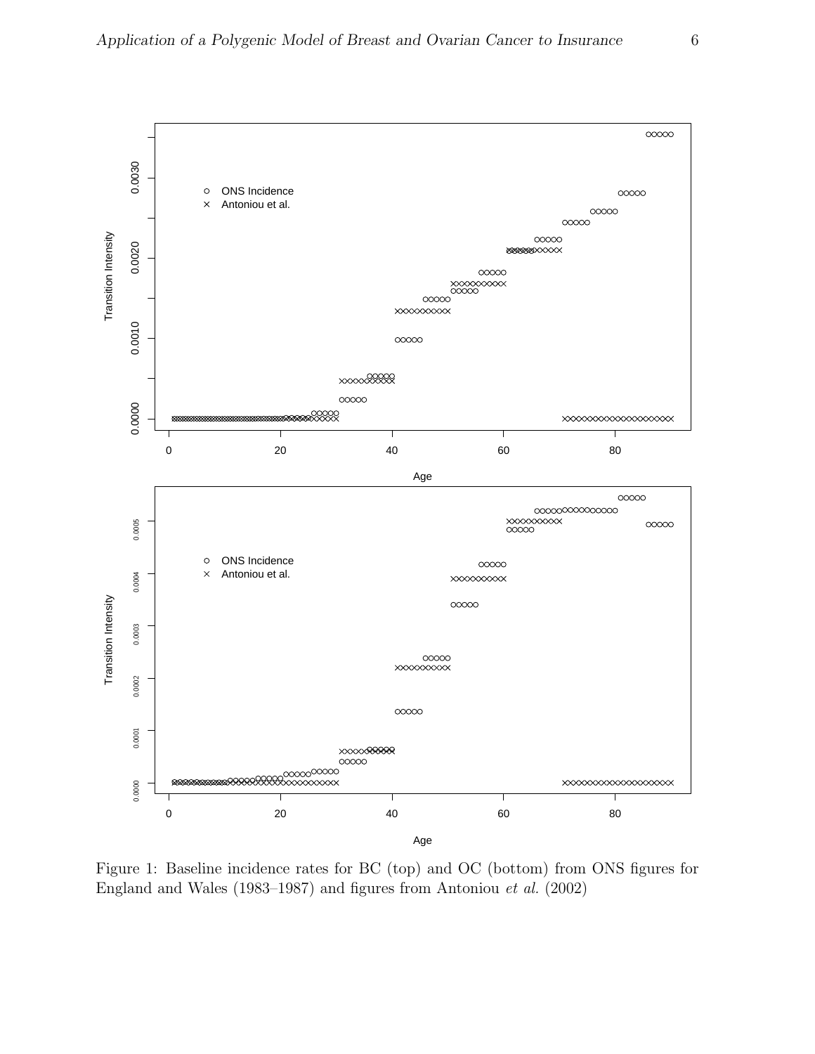Figure 1: Baseline incidence rates for BC (top) and OC (bottom) from ONS figures for England and Wales (1983–1987) and figures from Antoniou *et al.* (2002)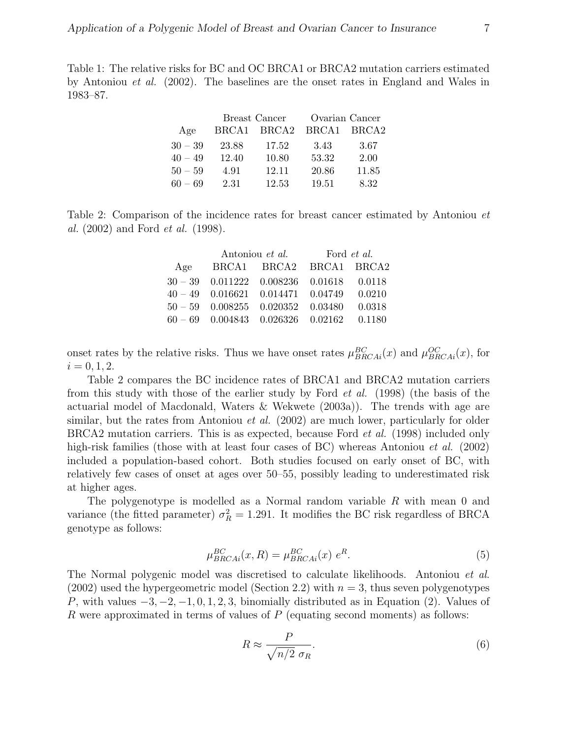Table 1: The relative risks for BC and OC BRCA1 or BRCA2 mutation carriers estimated by Antoniou *et al.* (2002). The baselines are the onset rates in England and Wales in 1983–87.

| | Breast Cancer | | Ovarian Cancer | |
|---|---|---|---|---|
| Age | BRCA1 | BRCA2 | BRCA1 | BRCA2 |
| 30 − 39 | 23.88 | 17.52 | 3.43 | 3.67 |
| 40 − 49 | 12.40 | 10.80 | 53.32 | 2.00 |
| 50 − 59 | 4.91 | 12.11 | 20.86 | 11.85 |
| 60 − 69 | 2.31 | 12.53 | 19.51 | 8.32 |

Table 2: Comparison of the incidence rates for breast cancer estimated by Antoniou *et al.* (2002) and Ford *et al.* (1998).

| | Antoniou *et al.* | | Ford *et al.* | |
|---|---|---|---|---|
| Age | BRCA1 | BRCA2 | BRCA1 | BRCA2 |
| 30 − 39 | 0.011222 | 0.008236 | 0.01618 | 0.0118 |
| 40 − 49 | 0.016621 | 0.014471 | 0.04749 | 0.0210 |
| 50 − 59 | 0.008255 | 0.020352 | 0.03480 | 0.0318 |
| 60 − 69 | 0.004843 | 0.026326 | 0.02162 | 0.1180 |

onset rates by the relative risks. Thus we have onset rates $\mu^{BC}_{BRCAi}(x)$ and $\mu^{OC}_{BRCAi}(x)$, for $i = 0, 1, 2$.

Table 2 compares the BC incidence rates of BRCA1 and BRCA2 mutation carriers from this study with those of the earlier study by Ford *et al.* (1998) (the basis of the actuarial model of Macdonald, Waters & Wekwete (2003a)). The trends with age are similar, but the rates from Antoniou *et al.* (2002) are much lower, particularly for older BRCA2 mutation carriers. This is as expected, because Ford *et al.* (1998) included only high-risk families (those with at least four cases of BC) whereas Antoniou *et al.* (2002) included a population-based cohort. Both studies focused on early onset of BC, with relatively few cases of onset at ages over 50–55, possibly leading to underestimated risk at higher ages.

The polygenotype is modelled as a Normal random variable $R$ with mean 0 and variance (the fitted parameter) $\sigma^2_R = 1.291$. It modifies the BC risk regardless of BRCA genotype as follows:

$$\mu^{BC}_{BRCAi}(x, R) = \mu^{BC}_{BRCAi}(x)\ e^R. \tag{5}$$

The Normal polygenic model was discretised to calculate likelihoods. Antoniou *et al.* (2002) used the hypergeometric model (Section 2.2) with $n = 3$, thus seven polygenotypes $P$, with values $-3, -2, -1, 0, 1, 2, 3$, binomially distributed as in Equation (2). Values of $R$ were approximated in terms of values of $P$ (equating second moments) as follows:

$$R \approx \frac{P}{\sqrt{n/2}\ \sigma_R}. \tag{6}$$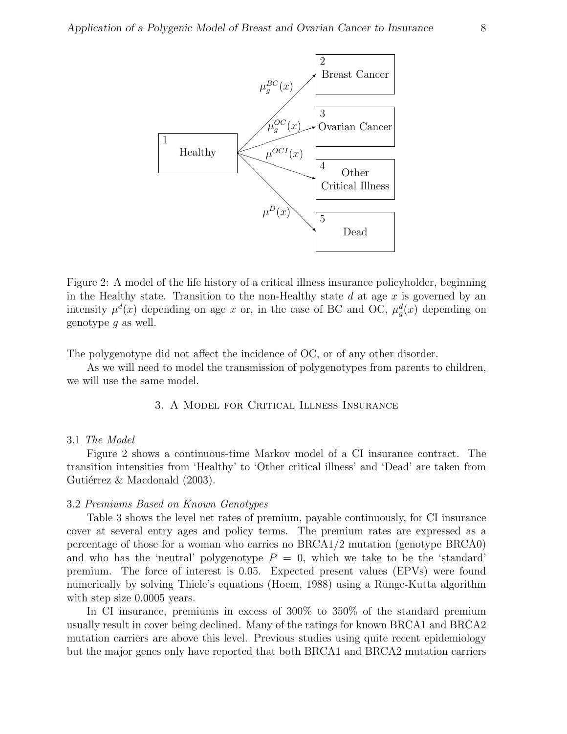Figure 2: A model of the life history of a critical illness insurance policyholder, beginning in the Healthy state. Transition to the non-Healthy state $d$ at age $x$ is governed by an intensity $\mu^d(x)$ depending on age $x$ or, in the case of BC and OC, $\mu^d_g(x)$ depending on genotype $g$ as well.

The polygenotype did not affect the incidence of OC, or of any other disorder.

As we will need to model the transmission of polygenotypes from parents to children, we will use the same model.

## 3. A Model for Critical Illness Insurance

### 3.1 *The Model*

Figure 2 shows a continuous-time Markov model of a CI insurance contract. The transition intensities from 'Healthy' to 'Other critical illness' and 'Dead' are taken from Gutiérrez & Macdonald (2003).

### 3.2 *Premiums Based on Known Genotypes*

Table 3 shows the level net rates of premium, payable continuously, for CI insurance cover at several entry ages and policy terms. The premium rates are expressed as a percentage of those for a woman who carries no BRCA1/2 mutation (genotype BRCA0) and who has the 'neutral' polygenotype $P = 0$, which we take to be the 'standard' premium. The force of interest is 0.05. Expected present values (EPVs) were found numerically by solving Thiele's equations (Hoem, 1988) using a Runge-Kutta algorithm with step size 0.0005 years.

In CI insurance, premiums in excess of 300% to 350% of the standard premium usually result in cover being declined. Many of the ratings for known BRCA1 and BRCA2 mutation carriers are above this level. Previous studies using quite recent epidemiology but the major genes only have reported that both BRCA1 and BRCA2 mutation carriers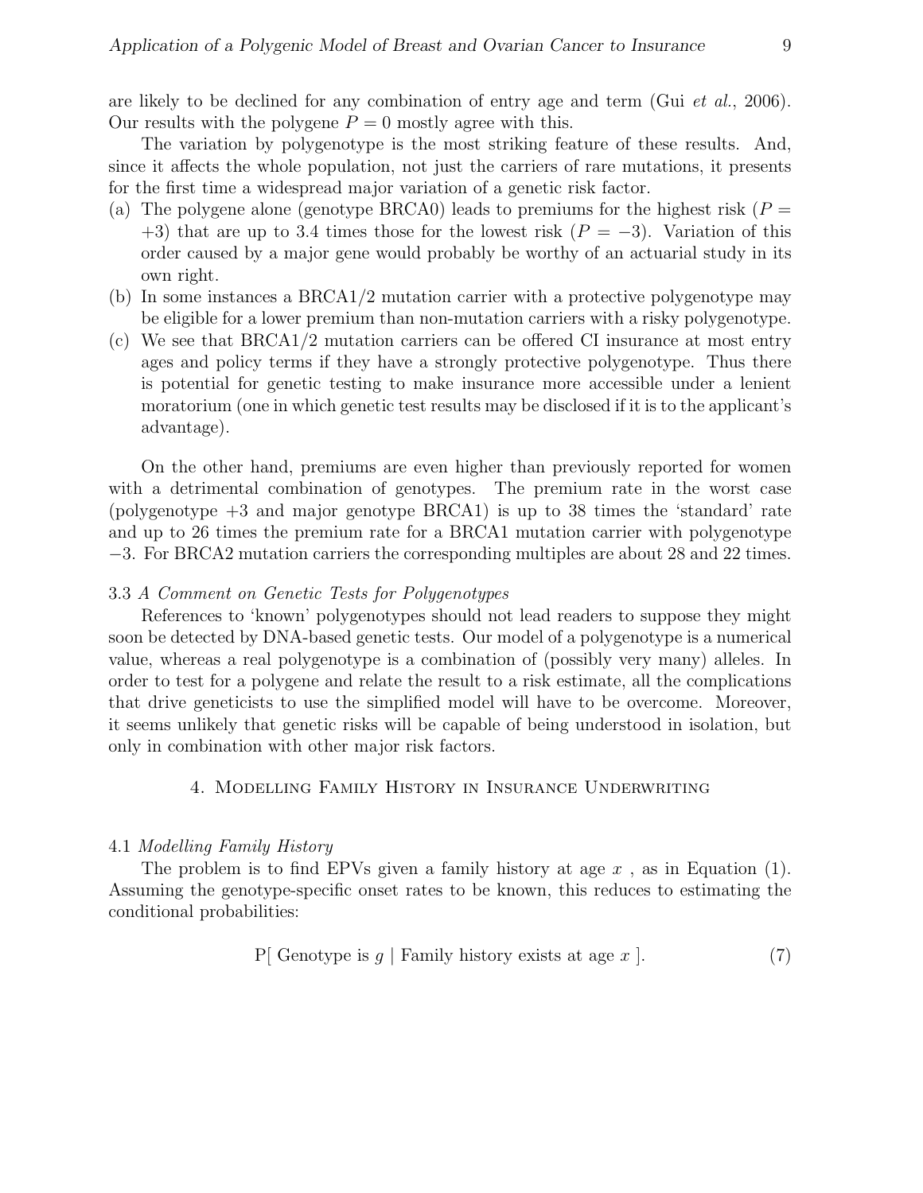are likely to be declined for any combination of entry age and term (Gui *et al.*, 2006). Our results with the polygene $P = 0$ mostly agree with this.

The variation by polygenotype is the most striking feature of these results. And, since it affects the whole population, not just the carriers of rare mutations, it presents for the first time a widespread major variation of a genetic risk factor.

(a) The polygene alone (genotype BRCA0) leads to premiums for the highest risk ($P = +3$) that are up to 3.4 times those for the lowest risk ($P = -3$). Variation of this order caused by a major gene would probably be worthy of an actuarial study in its own right.

(b) In some instances a BRCA1/2 mutation carrier with a protective polygenotype may be eligible for a lower premium than non-mutation carriers with a risky polygenotype.

(c) We see that BRCA1/2 mutation carriers can be offered CI insurance at most entry ages and policy terms if they have a strongly protective polygenotype. Thus there is potential for genetic testing to make insurance more accessible under a lenient moratorium (one in which genetic test results may be disclosed if it is to the applicant's advantage).

On the other hand, premiums are even higher than previously reported for women with a detrimental combination of genotypes. The premium rate in the worst case (polygenotype +3 and major genotype BRCA1) is up to 38 times the 'standard' rate and up to 26 times the premium rate for a BRCA1 mutation carrier with polygenotype −3. For BRCA2 mutation carriers the corresponding multiples are about 28 and 22 times.

### 3.3 *A Comment on Genetic Tests for Polygenotypes*

References to 'known' polygenotypes should not lead readers to suppose they might soon be detected by DNA-based genetic tests. Our model of a polygenotype is a numerical value, whereas a real polygenotype is a combination of (possibly very many) alleles. In order to test for a polygene and relate the result to a risk estimate, all the complications that drive geneticists to use the simplified model will have to be overcome. Moreover, it seems unlikely that genetic risks will be capable of being understood in isolation, but only in combination with other major risk factors.

## 4. Modelling Family History in Insurance Underwriting

### 4.1 *Modelling Family History*

The problem is to find EPVs given a family history at age $x$ , as in Equation (1). Assuming the genotype-specific onset rates to be known, this reduces to estimating the conditional probabilities:

$$\text{P[ Genotype is } g \mid \text{Family history exists at age } x \text{ ].} \tag{7}$$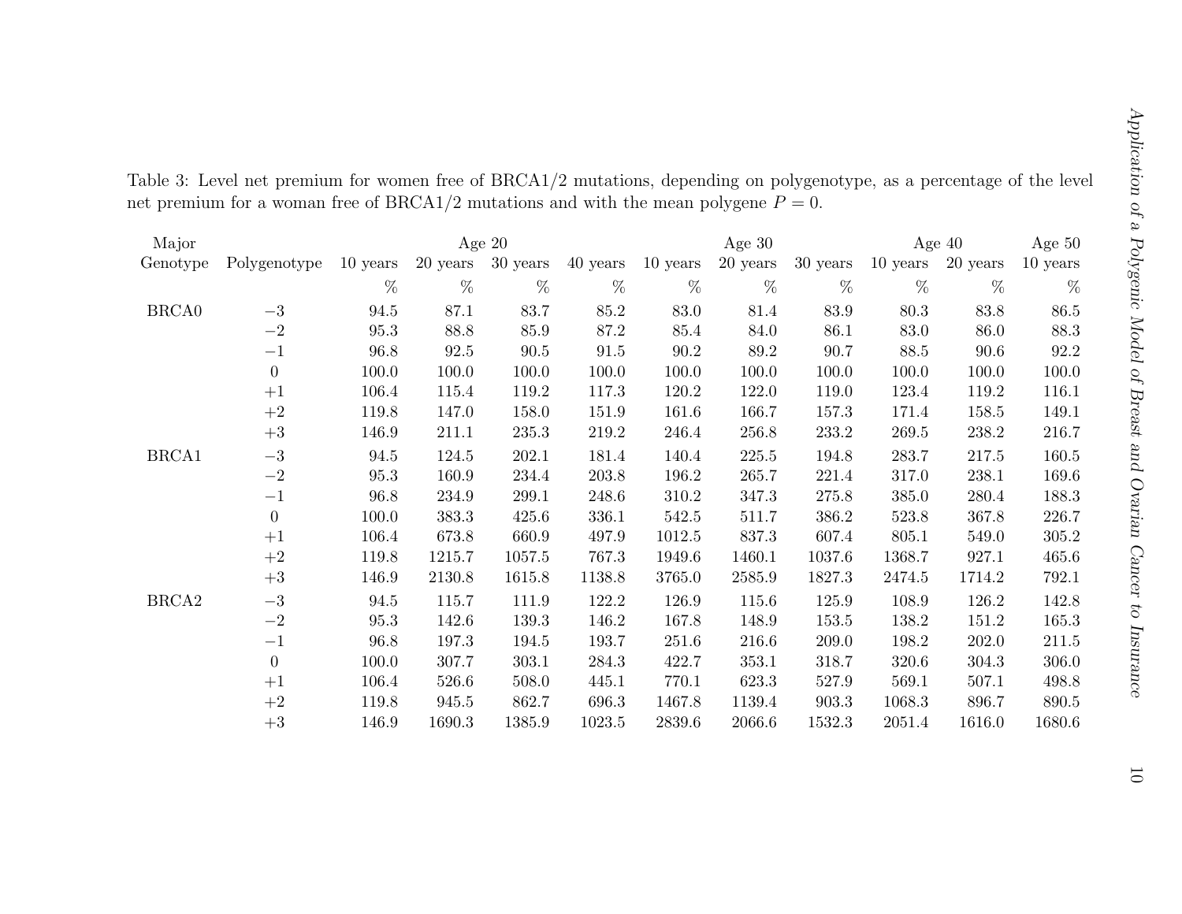Table 3: Level net premium for women free of BRCA1/2 mutations, depending on polygenotype, as a percentage of the level net premium for a woman free of BRCA1/2 mutations and with the mean polygene $P = 0$.

| Major | | Age 20 | | | | Age 30 | | | Age 40 | | Age 50 |
|---|---|---|---|---|---|---|---|---|---|---|---|
| Genotype | Polygenotype | 10 years | 20 years | 30 years | 40 years | 10 years | 20 years | 30 years | 10 years | 20 years | 10 years |
| | | % | % | % | % | % | % | % | % | % | % |
| BRCA0 | −3 | 94.5 | 87.1 | 83.7 | 85.2 | 83.0 | 81.4 | 83.9 | 80.3 | 83.8 | 86.5 |
| | −2 | 95.3 | 88.8 | 85.9 | 87.2 | 85.4 | 84.0 | 86.1 | 83.0 | 86.0 | 88.3 |
| | −1 | 96.8 | 92.5 | 90.5 | 91.5 | 90.2 | 89.2 | 90.7 | 88.5 | 90.6 | 92.2 |
| | 0 | 100.0 | 100.0 | 100.0 | 100.0 | 100.0 | 100.0 | 100.0 | 100.0 | 100.0 | 100.0 |
| | +1 | 106.4 | 115.4 | 119.2 | 117.3 | 120.2 | 122.0 | 119.0 | 123.4 | 119.2 | 116.1 |
| | +2 | 119.8 | 147.0 | 158.0 | 151.9 | 161.6 | 166.7 | 157.3 | 171.4 | 158.5 | 149.1 |
| | +3 | 146.9 | 211.1 | 235.3 | 219.2 | 246.4 | 256.8 | 233.2 | 269.5 | 238.2 | 216.7 |
| BRCA1 | −3 | 94.5 | 124.5 | 202.1 | 181.4 | 140.4 | 225.5 | 194.8 | 283.7 | 217.5 | 160.5 |
| | −2 | 95.3 | 160.9 | 234.4 | 203.8 | 196.2 | 265.7 | 221.4 | 317.0 | 238.1 | 169.6 |
| | −1 | 96.8 | 234.9 | 299.1 | 248.6 | 310.2 | 347.3 | 275.8 | 385.0 | 280.4 | 188.3 |
| | 0 | 100.0 | 383.3 | 425.6 | 336.1 | 542.5 | 511.7 | 386.2 | 523.8 | 367.8 | 226.7 |
| | +1 | 106.4 | 673.8 | 660.9 | 497.9 | 1012.5 | 837.3 | 607.4 | 805.1 | 549.0 | 305.2 |
| | +2 | 119.8 | 1215.7 | 1057.5 | 767.3 | 1949.6 | 1460.1 | 1037.6 | 1368.7 | 927.1 | 465.6 |
| | +3 | 146.9 | 2130.8 | 1615.8 | 1138.8 | 3765.0 | 2585.9 | 1827.3 | 2474.5 | 1714.2 | 792.1 |
| BRCA2 | −3 | 94.5 | 115.7 | 111.9 | 122.2 | 126.9 | 115.6 | 125.9 | 108.9 | 126.2 | 142.8 |
| | −2 | 95.3 | 142.6 | 139.3 | 146.2 | 167.8 | 148.9 | 153.5 | 138.2 | 151.2 | 165.3 |
| | −1 | 96.8 | 197.3 | 194.5 | 193.7 | 251.6 | 216.6 | 209.0 | 198.2 | 202.0 | 211.5 |
| | 0 | 100.0 | 307.7 | 303.1 | 284.3 | 422.7 | 353.1 | 318.7 | 320.6 | 304.3 | 306.0 |
| | +1 | 106.4 | 526.6 | 508.0 | 445.1 | 770.1 | 623.3 | 527.9 | 569.1 | 507.1 | 498.8 |
| | +2 | 119.8 | 945.5 | 862.7 | 696.3 | 1467.8 | 1139.4 | 903.3 | 1068.3 | 896.7 | 890.5 |
| | +3 | 146.9 | 1690.3 | 1385.9 | 1023.5 | 2839.6 | 2066.6 | 1532.3 | 2051.4 | 1616.0 | 1680.6 |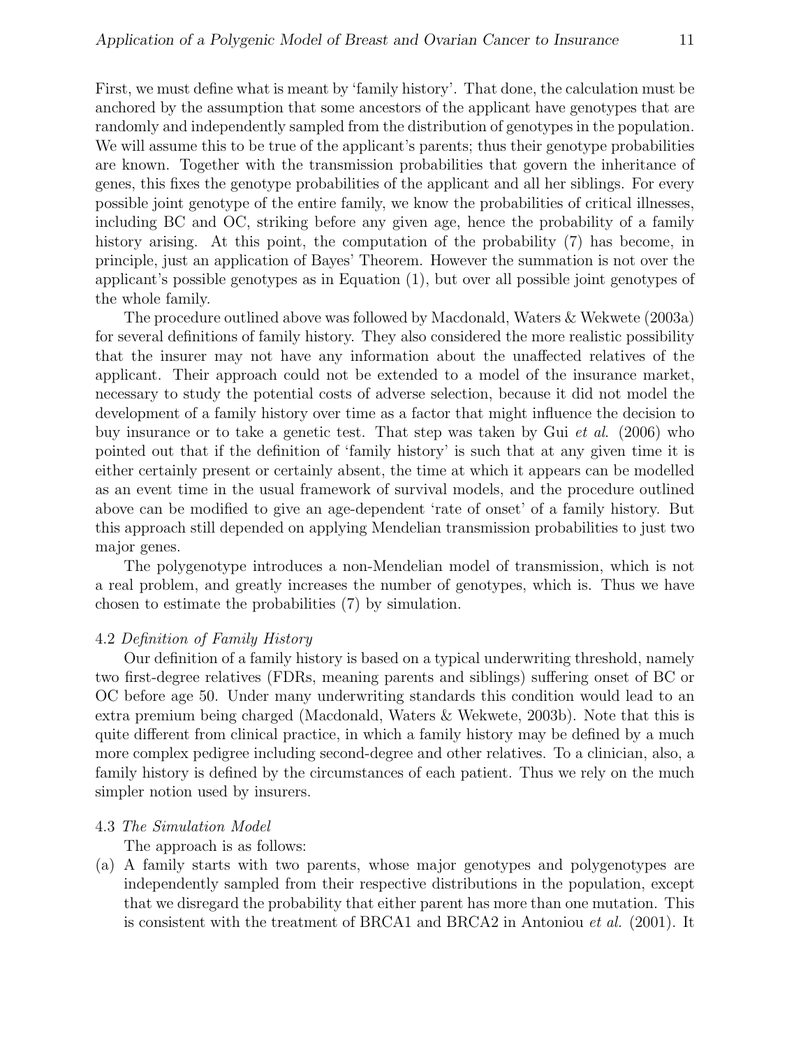First, we must define what is meant by 'family history'. That done, the calculation must be anchored by the assumption that some ancestors of the applicant have genotypes that are randomly and independently sampled from the distribution of genotypes in the population. We will assume this to be true of the applicant's parents; thus their genotype probabilities are known. Together with the transmission probabilities that govern the inheritance of genes, this fixes the genotype probabilities of the applicant and all her siblings. For every possible joint genotype of the entire family, we know the probabilities of critical illnesses, including BC and OC, striking before any given age, hence the probability of a family history arising. At this point, the computation of the probability (7) has become, in principle, just an application of Bayes' Theorem. However the summation is not over the applicant's possible genotypes as in Equation (1), but over all possible joint genotypes of the whole family.

The procedure outlined above was followed by Macdonald, Waters & Wekwete (2003a) for several definitions of family history. They also considered the more realistic possibility that the insurer may not have any information about the unaffected relatives of the applicant. Their approach could not be extended to a model of the insurance market, necessary to study the potential costs of adverse selection, because it did not model the development of a family history over time as a factor that might influence the decision to buy insurance or to take a genetic test. That step was taken by Gui *et al.* (2006) who pointed out that if the definition of 'family history' is such that at any given time it is either certainly present or certainly absent, the time at which it appears can be modelled as an event time in the usual framework of survival models, and the procedure outlined above can be modified to give an age-dependent 'rate of onset' of a family history. But this approach still depended on applying Mendelian transmission probabilities to just two major genes.

The polygenotype introduces a non-Mendelian model of transmission, which is not a real problem, and greatly increases the number of genotypes, which is. Thus we have chosen to estimate the probabilities (7) by simulation.

### 4.2 *Definition of Family History*

Our definition of a family history is based on a typical underwriting threshold, namely two first-degree relatives (FDRs, meaning parents and siblings) suffering onset of BC or OC before age 50. Under many underwriting standards this condition would lead to an extra premium being charged (Macdonald, Waters & Wekwete, 2003b). Note that this is quite different from clinical practice, in which a family history may be defined by a much more complex pedigree including second-degree and other relatives. To a clinician, also, a family history is defined by the circumstances of each patient. Thus we rely on the much simpler notion used by insurers.

### 4.3 *The Simulation Model*

The approach is as follows:

(a) A family starts with two parents, whose major genotypes and polygenotypes are independently sampled from their respective distributions in the population, except that we disregard the probability that either parent has more than one mutation. This is consistent with the treatment of BRCA1 and BRCA2 in Antoniou *et al.* (2001). It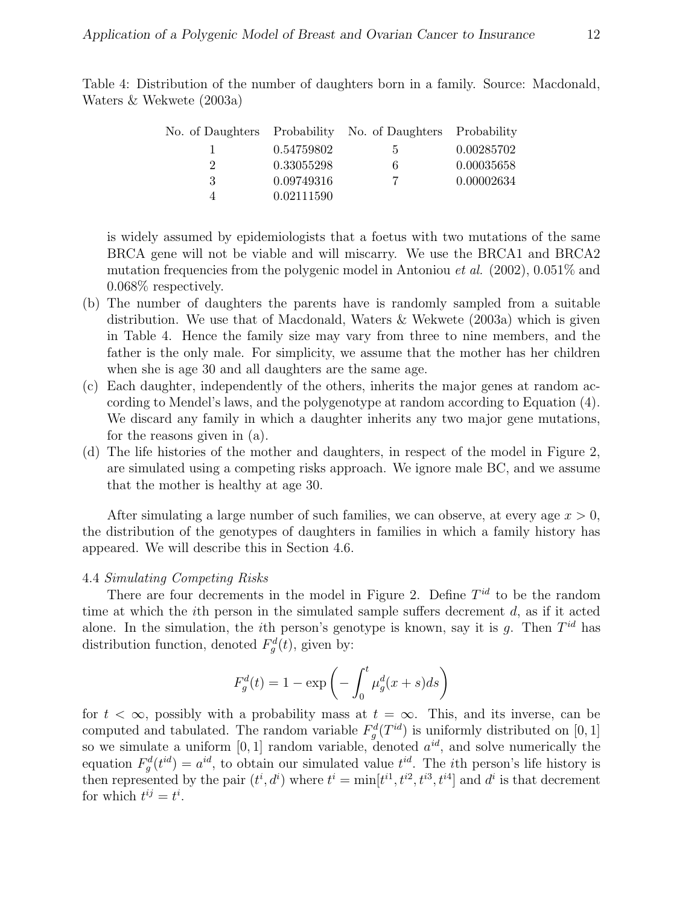Table 4: Distribution of the number of daughters born in a family. Source: Macdonald, Waters & Wekwete (2003a)

| No. of Daughters | Probability | No. of Daughters | Probability |
|---|---|---|---|
| 1 | 0.54759802 | 5 | 0.00285702 |
| 2 | 0.33055298 | 6 | 0.00035658 |
| 3 | 0.09749316 | 7 | 0.00002634 |
| 4 | 0.02111590 | | |

is widely assumed by epidemiologists that a foetus with two mutations of the same BRCA gene will not be viable and will miscarry. We use the BRCA1 and BRCA2 mutation frequencies from the polygenic model in Antoniou *et al.* (2002), 0.051% and 0.068% respectively.

(b) The number of daughters the parents have is randomly sampled from a suitable distribution. We use that of Macdonald, Waters & Wekwete (2003a) which is given in Table 4. Hence the family size may vary from three to nine members, and the father is the only male. For simplicity, we assume that the mother has her children when she is age 30 and all daughters are the same age.

(c) Each daughter, independently of the others, inherits the major genes at random according to Mendel's laws, and the polygenotype at random according to Equation (4). We discard any family in which a daughter inherits any two major gene mutations, for the reasons given in (a).

(d) The life histories of the mother and daughters, in respect of the model in Figure 2, are simulated using a competing risks approach. We ignore male BC, and we assume that the mother is healthy at age 30.

After simulating a large number of such families, we can observe, at every age $x > 0$, the distribution of the genotypes of daughters in families in which a family history has appeared. We will describe this in Section 4.6.

4.4 *Simulating Competing Risks*

There are four decrements in the model in Figure 2. Define $T^{id}$ to be the random time at which the $i$th person in the simulated sample suffers decrement $d$, as if it acted alone. In the simulation, the $i$th person's genotype is known, say it is $g$. Then $T^{id}$ has distribution function, denoted $F_g^d(t)$, given by:

$$F_g^d(t) = 1 - \exp\left(-\int_0^t \mu_g^d(x+s)ds\right)$$

for $t < \infty$, possibly with a probability mass at $t = \infty$. This, and its inverse, can be computed and tabulated. The random variable $F_g^d(T^{id})$ is uniformly distributed on $[0,1]$ so we simulate a uniform $[0,1]$ random variable, denoted $a^{id}$, and solve numerically the equation $F_g^d(t^{id}) = a^{id}$, to obtain our simulated value $t^{id}$. The $i$th person's life history is then represented by the pair $(t^i, d^i)$ where $t^i = \min[t^{i1}, t^{i2}, t^{i3}, t^{i4}]$ and $d^i$ is that decrement for which $t^{ij} = t^i$.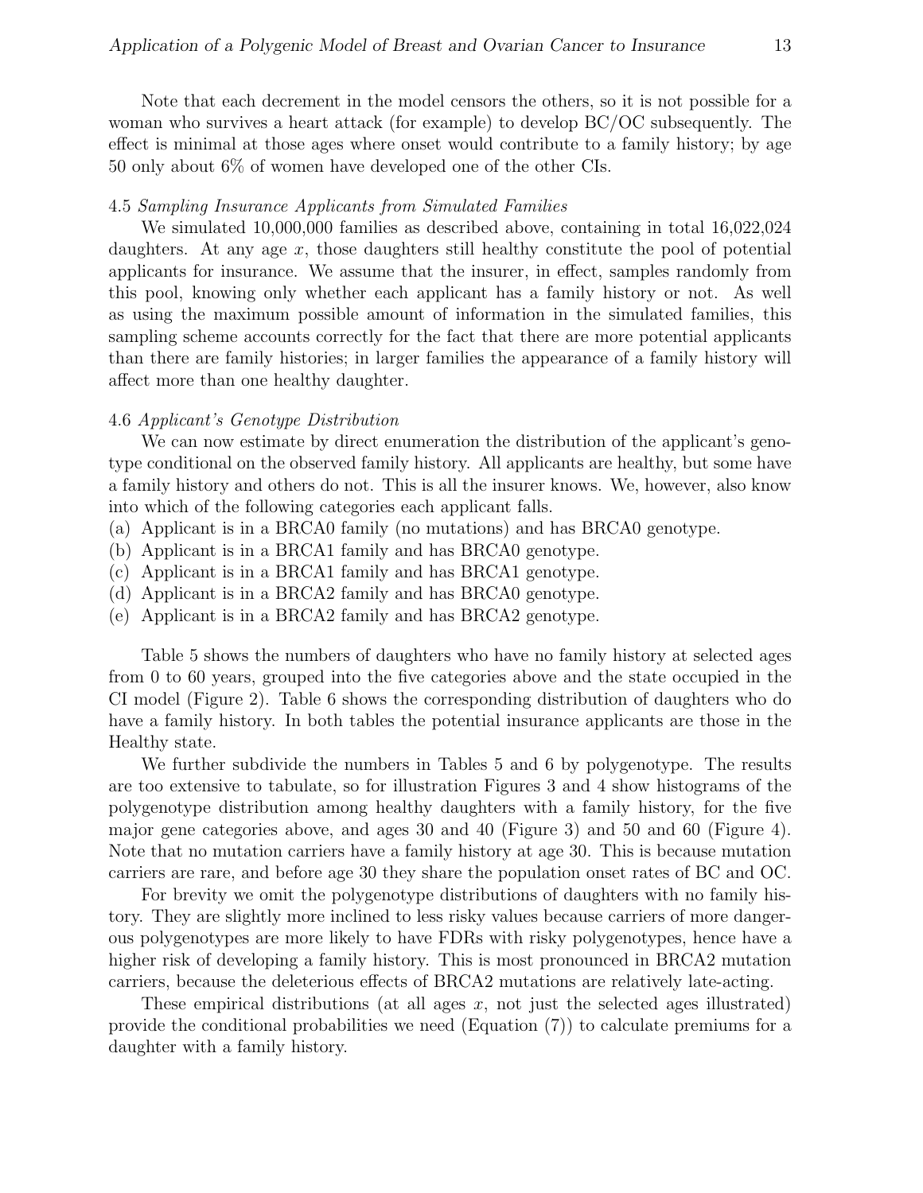Note that each decrement in the model censors the others, so it is not possible for a woman who survives a heart attack (for example) to develop BC/OC subsequently. The effect is minimal at those ages where onset would contribute to a family history; by age 50 only about 6% of women have developed one of the other CIs.

### 4.5 *Sampling Insurance Applicants from Simulated Families*

We simulated 10,000,000 families as described above, containing in total 16,022,024 daughters. At any age $x$, those daughters still healthy constitute the pool of potential applicants for insurance. We assume that the insurer, in effect, samples randomly from this pool, knowing only whether each applicant has a family history or not. As well as using the maximum possible amount of information in the simulated families, this sampling scheme accounts correctly for the fact that there are more potential applicants than there are family histories; in larger families the appearance of a family history will affect more than one healthy daughter.

### 4.6 *Applicant's Genotype Distribution*

We can now estimate by direct enumeration the distribution of the applicant's genotype conditional on the observed family history. All applicants are healthy, but some have a family history and others do not. This is all the insurer knows. We, however, also know into which of the following categories each applicant falls.

(a) Applicant is in a BRCA0 family (no mutations) and has BRCA0 genotype.
(b) Applicant is in a BRCA1 family and has BRCA0 genotype.
(c) Applicant is in a BRCA1 family and has BRCA1 genotype.
(d) Applicant is in a BRCA2 family and has BRCA0 genotype.
(e) Applicant is in a BRCA2 family and has BRCA2 genotype.

Table 5 shows the numbers of daughters who have no family history at selected ages from 0 to 60 years, grouped into the five categories above and the state occupied in the CI model (Figure 2). Table 6 shows the corresponding distribution of daughters who do have a family history. In both tables the potential insurance applicants are those in the Healthy state.

We further subdivide the numbers in Tables 5 and 6 by polygenotype. The results are too extensive to tabulate, so for illustration Figures 3 and 4 show histograms of the polygenotype distribution among healthy daughters with a family history, for the five major gene categories above, and ages 30 and 40 (Figure 3) and 50 and 60 (Figure 4). Note that no mutation carriers have a family history at age 30. This is because mutation carriers are rare, and before age 30 they share the population onset rates of BC and OC.

For brevity we omit the polygenotype distributions of daughters with no family history. They are slightly more inclined to less risky values because carriers of more dangerous polygenotypes are more likely to have FDRs with risky polygenotypes, hence have a higher risk of developing a family history. This is most pronounced in BRCA2 mutation carriers, because the deleterious effects of BRCA2 mutations are relatively late-acting.

These empirical distributions (at all ages $x$, not just the selected ages illustrated) provide the conditional probabilities we need (Equation (7)) to calculate premiums for a daughter with a family history.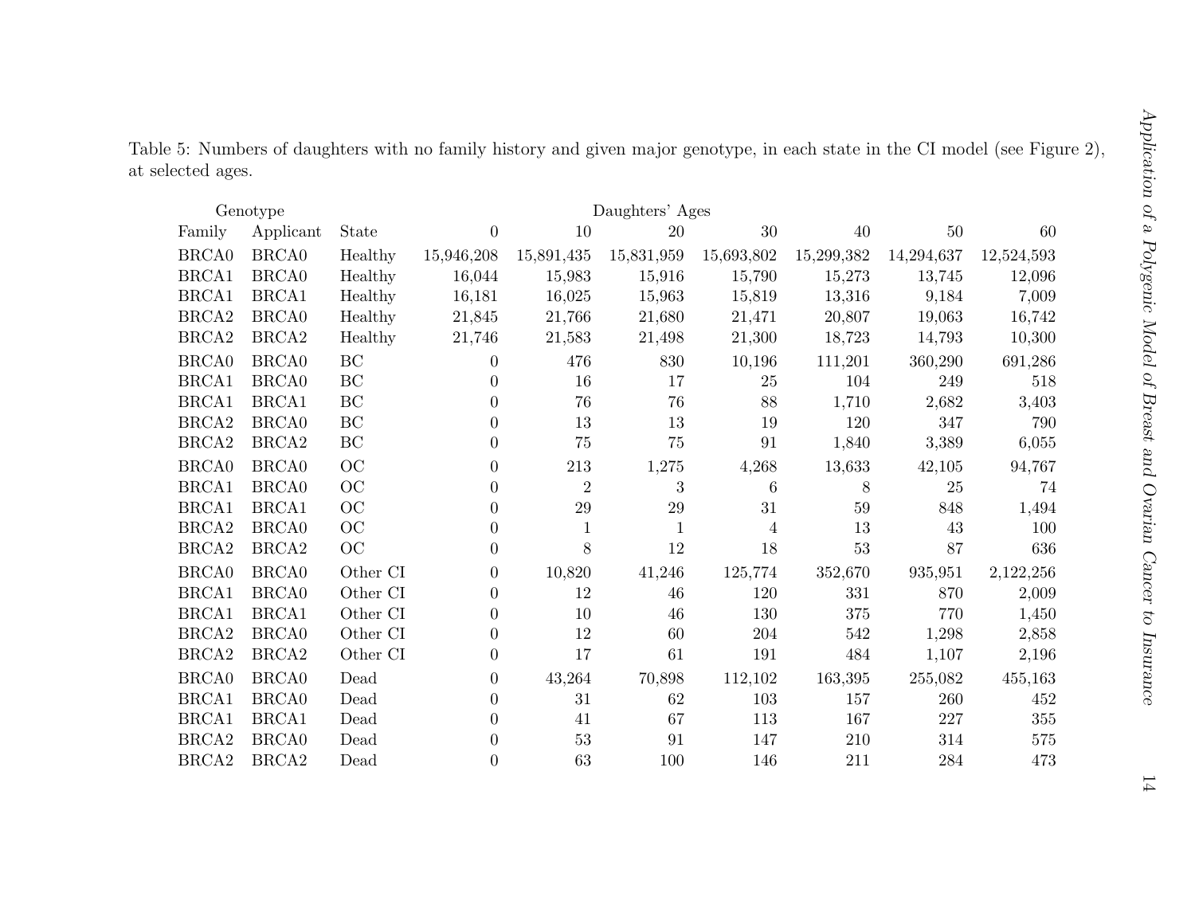Table 5: Numbers of daughters with no family history and given major genotype, in each state in the CI model (see Figure 2), at selected ages.

| Genotype | | | Daughters' Ages | | | | | | |
|---|---|---|---|---|---|---|---|---|---|
| Family | Applicant | State | 0 | 10 | 20 | 30 | 40 | 50 | 60 |
| BRCA0 | BRCA0 | Healthy | 15,946,208 | 15,891,435 | 15,831,959 | 15,693,802 | 15,299,382 | 14,294,637 | 12,524,593 |
| BRCA1 | BRCA0 | Healthy | 16,044 | 15,983 | 15,916 | 15,790 | 15,273 | 13,745 | 12,096 |
| BRCA1 | BRCA1 | Healthy | 16,181 | 16,025 | 15,963 | 15,819 | 13,316 | 9,184 | 7,009 |
| BRCA2 | BRCA0 | Healthy | 21,845 | 21,766 | 21,680 | 21,471 | 20,807 | 19,063 | 16,742 |
| BRCA2 | BRCA2 | Healthy | 21,746 | 21,583 | 21,498 | 21,300 | 18,723 | 14,793 | 10,300 |
| BRCA0 | BRCA0 | BC | 0 | 476 | 830 | 10,196 | 111,201 | 360,290 | 691,286 |
| BRCA1 | BRCA0 | BC | 0 | 16 | 17 | 25 | 104 | 249 | 518 |
| BRCA1 | BRCA1 | BC | 0 | 76 | 76 | 88 | 1,710 | 2,682 | 3,403 |
| BRCA2 | BRCA0 | BC | 0 | 13 | 13 | 19 | 120 | 347 | 790 |
| BRCA2 | BRCA2 | BC | 0 | 75 | 75 | 91 | 1,840 | 3,389 | 6,055 |
| BRCA0 | BRCA0 | OC | 0 | 213 | 1,275 | 4,268 | 13,633 | 42,105 | 94,767 |
| BRCA1 | BRCA0 | OC | 0 | 2 | 3 | 6 | 8 | 25 | 74 |
| BRCA1 | BRCA1 | OC | 0 | 29 | 29 | 31 | 59 | 848 | 1,494 |
| BRCA2 | BRCA0 | OC | 0 | 1 | 1 | 4 | 13 | 43 | 100 |
| BRCA2 | BRCA2 | OC | 0 | 8 | 12 | 18 | 53 | 87 | 636 |
| BRCA0 | BRCA0 | Other CI | 0 | 10,820 | 41,246 | 125,774 | 352,670 | 935,951 | 2,122,256 |
| BRCA1 | BRCA0 | Other CI | 0 | 12 | 46 | 120 | 331 | 870 | 2,009 |
| BRCA1 | BRCA1 | Other CI | 0 | 10 | 46 | 130 | 375 | 770 | 1,450 |
| BRCA2 | BRCA0 | Other CI | 0 | 12 | 60 | 204 | 542 | 1,298 | 2,858 |
| BRCA2 | BRCA2 | Other CI | 0 | 17 | 61 | 191 | 484 | 1,107 | 2,196 |
| BRCA0 | BRCA0 | Dead | 0 | 43,264 | 70,898 | 112,102 | 163,395 | 255,082 | 455,163 |
| BRCA1 | BRCA0 | Dead | 0 | 31 | 62 | 103 | 157 | 260 | 452 |
| BRCA1 | BRCA1 | Dead | 0 | 41 | 67 | 113 | 167 | 227 | 355 |
| BRCA2 | BRCA0 | Dead | 0 | 53 | 91 | 147 | 210 | 314 | 575 |
| BRCA2 | BRCA2 | Dead | 0 | 63 | 100 | 146 | 211 | 284 | 473 |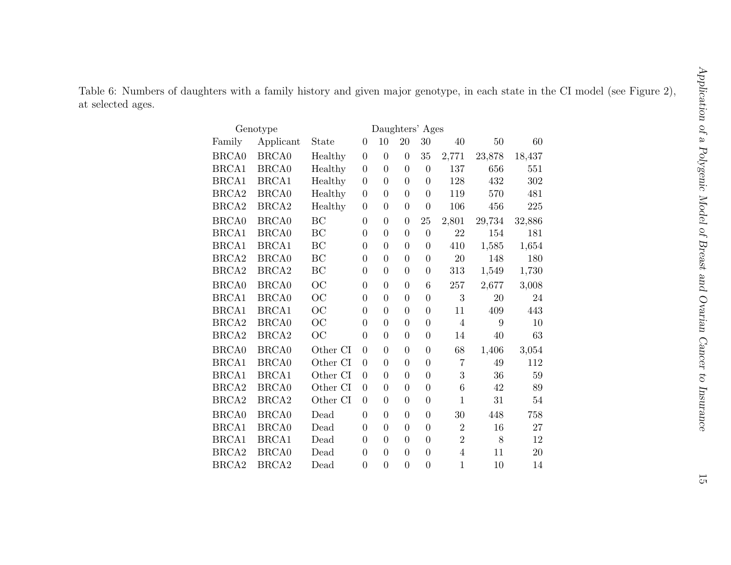Table 6: Numbers of daughters with a family history and given major genotype, in each state in the CI model (see Figure 2), at selected ages.

| Genotype | | | Daughters' Ages | | | | | | |
|---|---|---|---|---|---|---|---|---|---|
| Family | Applicant | State | 0 | 10 | 20 | 30 | 40 | 50 | 60 |
| BRCA0 | BRCA0 | Healthy | 0 | 0 | 0 | 35 | 2,771 | 23,878 | 18,437 |
| BRCA1 | BRCA0 | Healthy | 0 | 0 | 0 | 0 | 137 | 656 | 551 |
| BRCA1 | BRCA1 | Healthy | 0 | 0 | 0 | 0 | 128 | 432 | 302 |
| BRCA2 | BRCA0 | Healthy | 0 | 0 | 0 | 0 | 119 | 570 | 481 |
| BRCA2 | BRCA2 | Healthy | 0 | 0 | 0 | 0 | 106 | 456 | 225 |
| BRCA0 | BRCA0 | BC | 0 | 0 | 0 | 25 | 2,801 | 29,734 | 32,886 |
| BRCA1 | BRCA0 | BC | 0 | 0 | 0 | 0 | 22 | 154 | 181 |
| BRCA1 | BRCA1 | BC | 0 | 0 | 0 | 0 | 410 | 1,585 | 1,654 |
| BRCA2 | BRCA0 | BC | 0 | 0 | 0 | 0 | 20 | 148 | 180 |
| BRCA2 | BRCA2 | BC | 0 | 0 | 0 | 0 | 313 | 1,549 | 1,730 |
| BRCA0 | BRCA0 | OC | 0 | 0 | 0 | 6 | 257 | 2,677 | 3,008 |
| BRCA1 | BRCA0 | OC | 0 | 0 | 0 | 0 | 3 | 20 | 24 |
| BRCA1 | BRCA1 | OC | 0 | 0 | 0 | 0 | 11 | 409 | 443 |
| BRCA2 | BRCA0 | OC | 0 | 0 | 0 | 0 | 4 | 9 | 10 |
| BRCA2 | BRCA2 | OC | 0 | 0 | 0 | 0 | 14 | 40 | 63 |
| BRCA0 | BRCA0 | Other CI | 0 | 0 | 0 | 0 | 68 | 1,406 | 3,054 |
| BRCA1 | BRCA0 | Other CI | 0 | 0 | 0 | 0 | 7 | 49 | 112 |
| BRCA1 | BRCA1 | Other CI | 0 | 0 | 0 | 0 | 3 | 36 | 59 |
| BRCA2 | BRCA0 | Other CI | 0 | 0 | 0 | 0 | 6 | 42 | 89 |
| BRCA2 | BRCA2 | Other CI | 0 | 0 | 0 | 0 | 1 | 31 | 54 |
| BRCA0 | BRCA0 | Dead | 0 | 0 | 0 | 0 | 30 | 448 | 758 |
| BRCA1 | BRCA0 | Dead | 0 | 0 | 0 | 0 | 2 | 16 | 27 |
| BRCA1 | BRCA1 | Dead | 0 | 0 | 0 | 0 | 2 | 8 | 12 |
| BRCA2 | BRCA0 | Dead | 0 | 0 | 0 | 0 | 4 | 11 | 20 |
| BRCA2 | BRCA2 | Dead | 0 | 0 | 0 | 0 | 1 | 10 | 14 |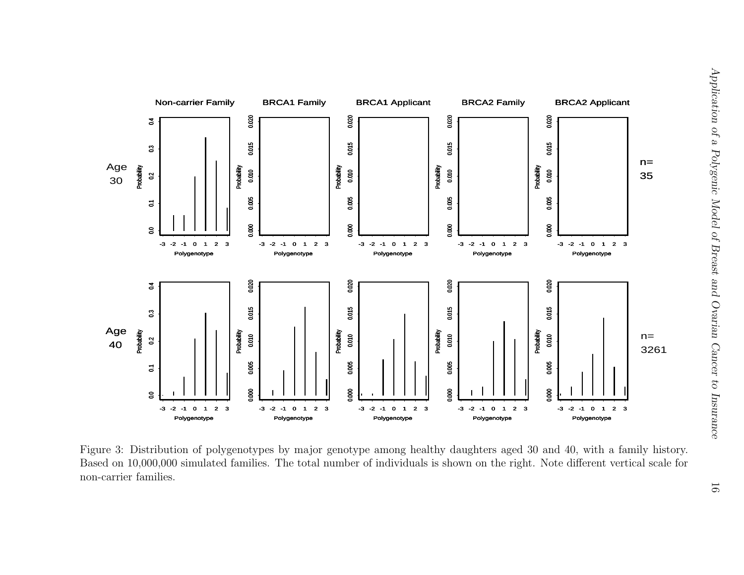Figure 3: Distribution of polygenotypes by major genotype among healthy daughters aged 30 and 40, with a family history. Based on 10,000,000 simulated families. The total number of individuals is shown on the right. Note different vertical scale for non-carrier families.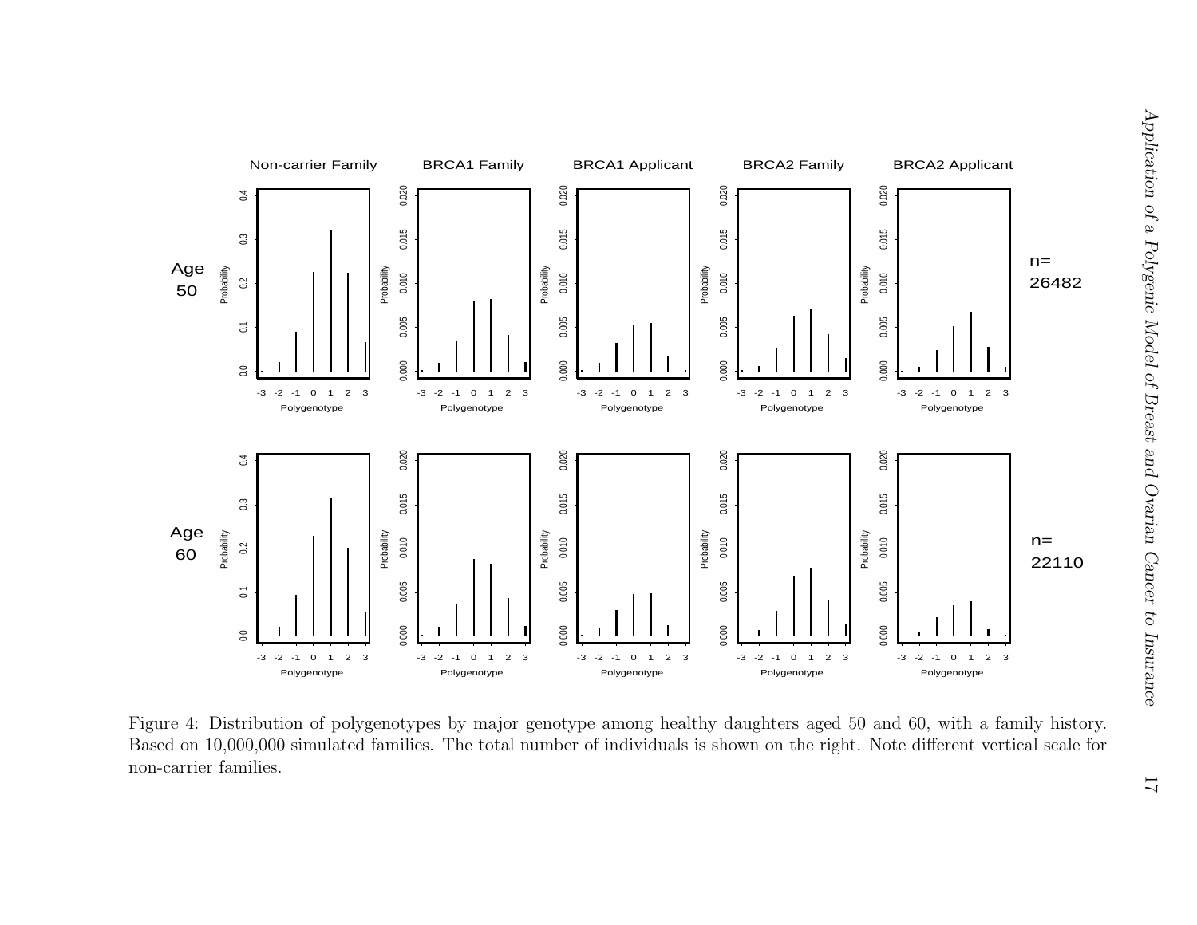Figure 4: Distribution of polygenotypes by major genotype among healthy daughters aged 50 and 60, with a family history. Based on 10,000,000 simulated families. The total number of individuals is shown on the right. Note different vertical scale for non-carrier families.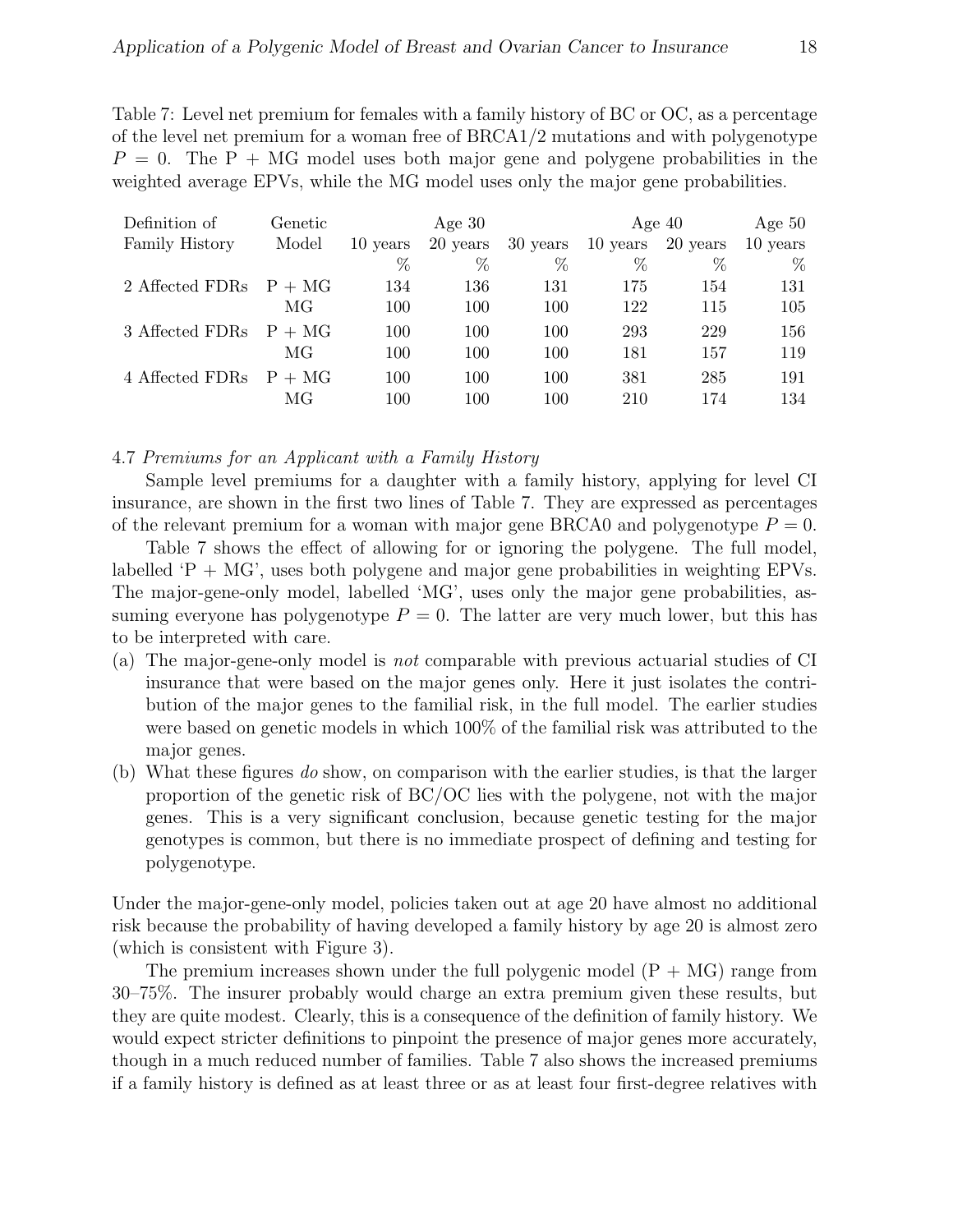Table 7: Level net premium for females with a family history of BC or OC, as a percentage of the level net premium for a woman free of BRCA1/2 mutations and with polygenotype $P = 0$. The P + MG model uses both major gene and polygene probabilities in the weighted average EPVs, while the MG model uses only the major gene probabilities.

| Definition of Family History | Genetic Model | Age 30 10 years | Age 30 20 years | Age 30 30 years | Age 40 10 years | Age 40 20 years | Age 50 10 years |
|---|---|---|---|---|---|---|---|
| | | % | % | % | % | % | % |
| 2 Affected FDRs | P + MG | 134 | 136 | 131 | 175 | 154 | 131 |
| | MG | 100 | 100 | 100 | 122 | 115 | 105 |
| 3 Affected FDRs | P + MG | 100 | 100 | 100 | 293 | 229 | 156 |
| | MG | 100 | 100 | 100 | 181 | 157 | 119 |
| 4 Affected FDRs | P + MG | 100 | 100 | 100 | 381 | 285 | 191 |
| | MG | 100 | 100 | 100 | 210 | 174 | 134 |

4.7 *Premiums for an Applicant with a Family History*

Sample level premiums for a daughter with a family history, applying for level CI insurance, are shown in the first two lines of Table 7. They are expressed as percentages of the relevant premium for a woman with major gene BRCA0 and polygenotype $P = 0$.

Table 7 shows the effect of allowing for or ignoring the polygene. The full model, labelled 'P + MG', uses both polygene and major gene probabilities in weighting EPVs. The major-gene-only model, labelled 'MG', uses only the major gene probabilities, assuming everyone has polygenotype $P = 0$. The latter are very much lower, but this has to be interpreted with care.

(a) The major-gene-only model is *not* comparable with previous actuarial studies of CI insurance that were based on the major genes only. Here it just isolates the contribution of the major genes to the familial risk, in the full model. The earlier studies were based on genetic models in which 100% of the familial risk was attributed to the major genes.

(b) What these figures *do* show, on comparison with the earlier studies, is that the larger proportion of the genetic risk of BC/OC lies with the polygene, not with the major genes. This is a very significant conclusion, because genetic testing for the major genotypes is common, but there is no immediate prospect of defining and testing for polygenotype.

Under the major-gene-only model, policies taken out at age 20 have almost no additional risk because the probability of having developed a family history by age 20 is almost zero (which is consistent with Figure 3).

The premium increases shown under the full polygenic model (P + MG) range from 30–75%. The insurer probably would charge an extra premium given these results, but they are quite modest. Clearly, this is a consequence of the definition of family history. We would expect stricter definitions to pinpoint the presence of major genes more accurately, though in a much reduced number of families. Table 7 also shows the increased premiums if a family history is defined as at least three or as at least four first-degree relatives with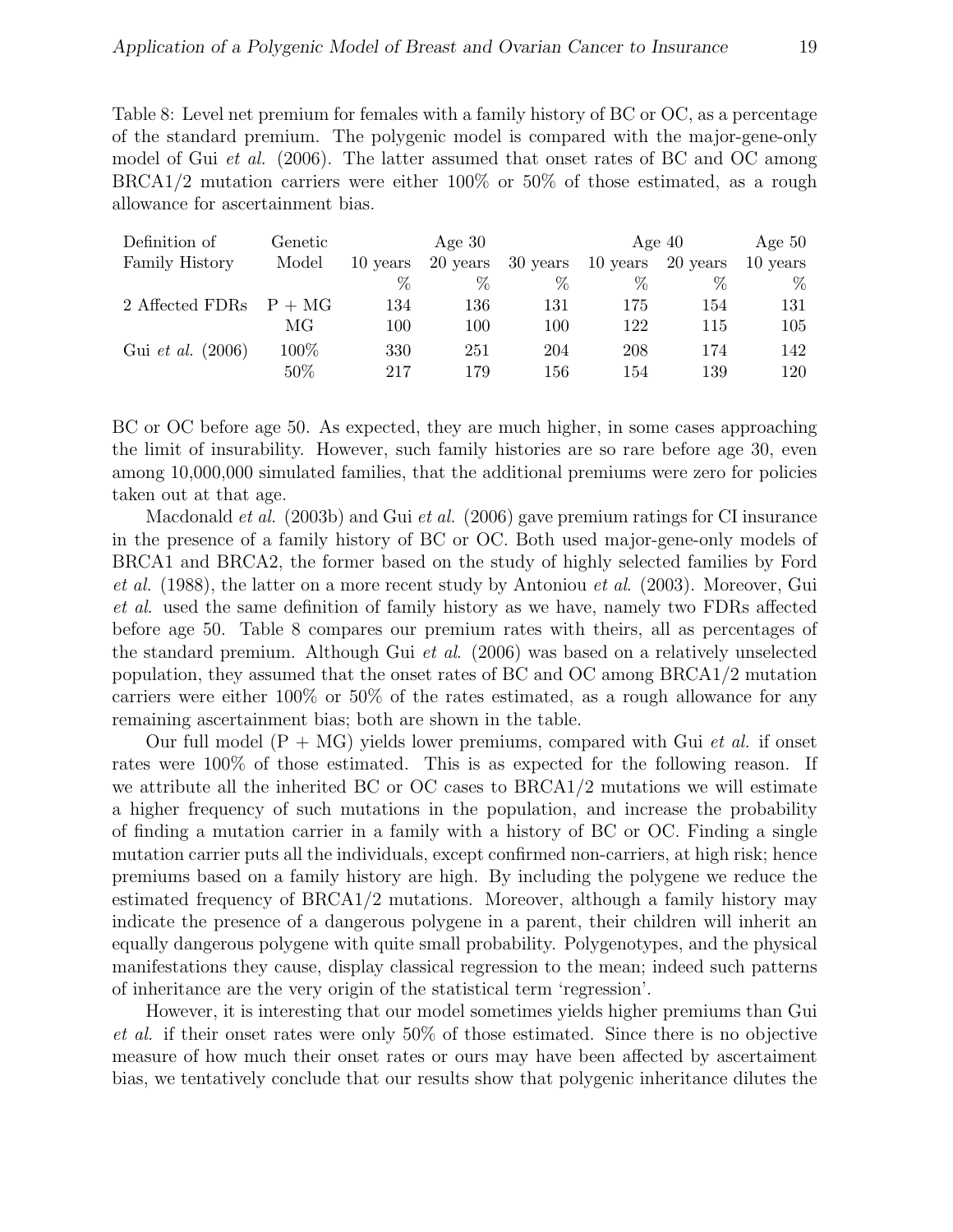Table 8: Level net premium for females with a family history of BC or OC, as a percentage of the standard premium. The polygenic model is compared with the major-gene-only model of Gui *et al.* (2006). The latter assumed that onset rates of BC and OC among BRCA1/2 mutation carriers were either 100% or 50% of those estimated, as a rough allowance for ascertainment bias.

| Definition of Family History | Genetic Model | Age 30 10 years | Age 30 20 years | Age 30 30 years | Age 40 10 years | Age 40 20 years | Age 50 10 years |
|---|---|---|---|---|---|---|---|
| | | % | % | % | % | % | % |
| 2 Affected FDRs | P + MG | 134 | 136 | 131 | 175 | 154 | 131 |
| | MG | 100 | 100 | 100 | 122 | 115 | 105 |
| Gui *et al.* (2006) | 100% | 330 | 251 | 204 | 208 | 174 | 142 |
| | 50% | 217 | 179 | 156 | 154 | 139 | 120 |

BC or OC before age 50. As expected, they are much higher, in some cases approaching the limit of insurability. However, such family histories are so rare before age 30, even among 10,000,000 simulated families, that the additional premiums were zero for policies taken out at that age.

Macdonald *et al.* (2003b) and Gui *et al.* (2006) gave premium ratings for CI insurance in the presence of a family history of BC or OC. Both used major-gene-only models of BRCA1 and BRCA2, the former based on the study of highly selected families by Ford *et al.* (1988), the latter on a more recent study by Antoniou *et al.* (2003). Moreover, Gui *et al.* used the same definition of family history as we have, namely two FDRs affected before age 50. Table 8 compares our premium rates with theirs, all as percentages of the standard premium. Although Gui *et al.* (2006) was based on a relatively unselected population, they assumed that the onset rates of BC and OC among BRCA1/2 mutation carriers were either 100% or 50% of the rates estimated, as a rough allowance for any remaining ascertainment bias; both are shown in the table.

Our full model (P + MG) yields lower premiums, compared with Gui *et al.* if onset rates were 100% of those estimated. This is as expected for the following reason. If we attribute all the inherited BC or OC cases to BRCA1/2 mutations we will estimate a higher frequency of such mutations in the population, and increase the probability of finding a mutation carrier in a family with a history of BC or OC. Finding a single mutation carrier puts all the individuals, except confirmed non-carriers, at high risk; hence premiums based on a family history are high. By including the polygene we reduce the estimated frequency of BRCA1/2 mutations. Moreover, although a family history may indicate the presence of a dangerous polygene in a parent, their children will inherit an equally dangerous polygene with quite small probability. Polygenotypes, and the physical manifestations they cause, display classical regression to the mean; indeed such patterns of inheritance are the very origin of the statistical term 'regression'.

However, it is interesting that our model sometimes yields higher premiums than Gui *et al.* if their onset rates were only 50% of those estimated. Since there is no objective measure of how much their onset rates or ours may have been affected by ascertaiment bias, we tentatively conclude that our results show that polygenic inheritance dilutes the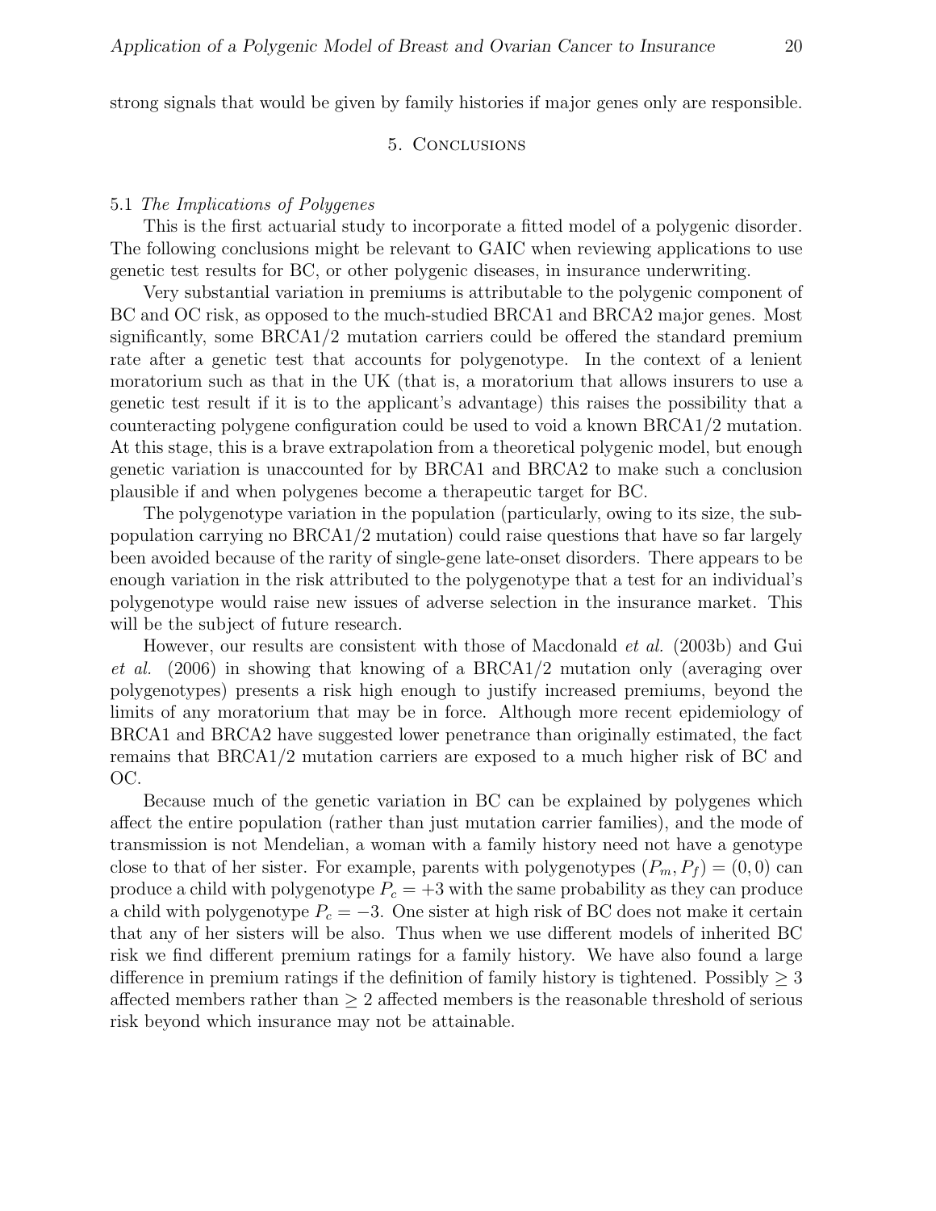strong signals that would be given by family histories if major genes only are responsible.

## 5. Conclusions

### 5.1 *The Implications of Polygenes*

This is the first actuarial study to incorporate a fitted model of a polygenic disorder. The following conclusions might be relevant to GAIC when reviewing applications to use genetic test results for BC, or other polygenic diseases, in insurance underwriting.

Very substantial variation in premiums is attributable to the polygenic component of BC and OC risk, as opposed to the much-studied BRCA1 and BRCA2 major genes. Most significantly, some BRCA1/2 mutation carriers could be offered the standard premium rate after a genetic test that accounts for polygenotype. In the context of a lenient moratorium such as that in the UK (that is, a moratorium that allows insurers to use a genetic test result if it is to the applicant's advantage) this raises the possibility that a counteracting polygene configuration could be used to void a known BRCA1/2 mutation. At this stage, this is a brave extrapolation from a theoretical polygenic model, but enough genetic variation is unaccounted for by BRCA1 and BRCA2 to make such a conclusion plausible if and when polygenes become a therapeutic target for BC.

The polygenotype variation in the population (particularly, owing to its size, the sub-population carrying no BRCA1/2 mutation) could raise questions that have so far largely been avoided because of the rarity of single-gene late-onset disorders. There appears to be enough variation in the risk attributed to the polygenotype that a test for an individual's polygenotype would raise new issues of adverse selection in the insurance market. This will be the subject of future research.

However, our results are consistent with those of Macdonald *et al.* (2003b) and Gui *et al.* (2006) in showing that knowing of a BRCA1/2 mutation only (averaging over polygenotypes) presents a risk high enough to justify increased premiums, beyond the limits of any moratorium that may be in force. Although more recent epidemiology of BRCA1 and BRCA2 have suggested lower penetrance than originally estimated, the fact remains that BRCA1/2 mutation carriers are exposed to a much higher risk of BC and OC.

Because much of the genetic variation in BC can be explained by polygenes which affect the entire population (rather than just mutation carrier families), and the mode of transmission is not Mendelian, a woman with a family history need not have a genotype close to that of her sister. For example, parents with polygenotypes $(P_m, P_f) = (0, 0)$ can produce a child with polygenotype $P_c = +3$ with the same probability as they can produce a child with polygenotype $P_c = -3$. One sister at high risk of BC does not make it certain that any of her sisters will be also. Thus when we use different models of inherited BC risk we find different premium ratings for a family history. We have also found a large difference in premium ratings if the definition of family history is tightened. Possibly $\geq 3$ affected members rather than $\geq 2$ affected members is the reasonable threshold of serious risk beyond which insurance may not be attainable.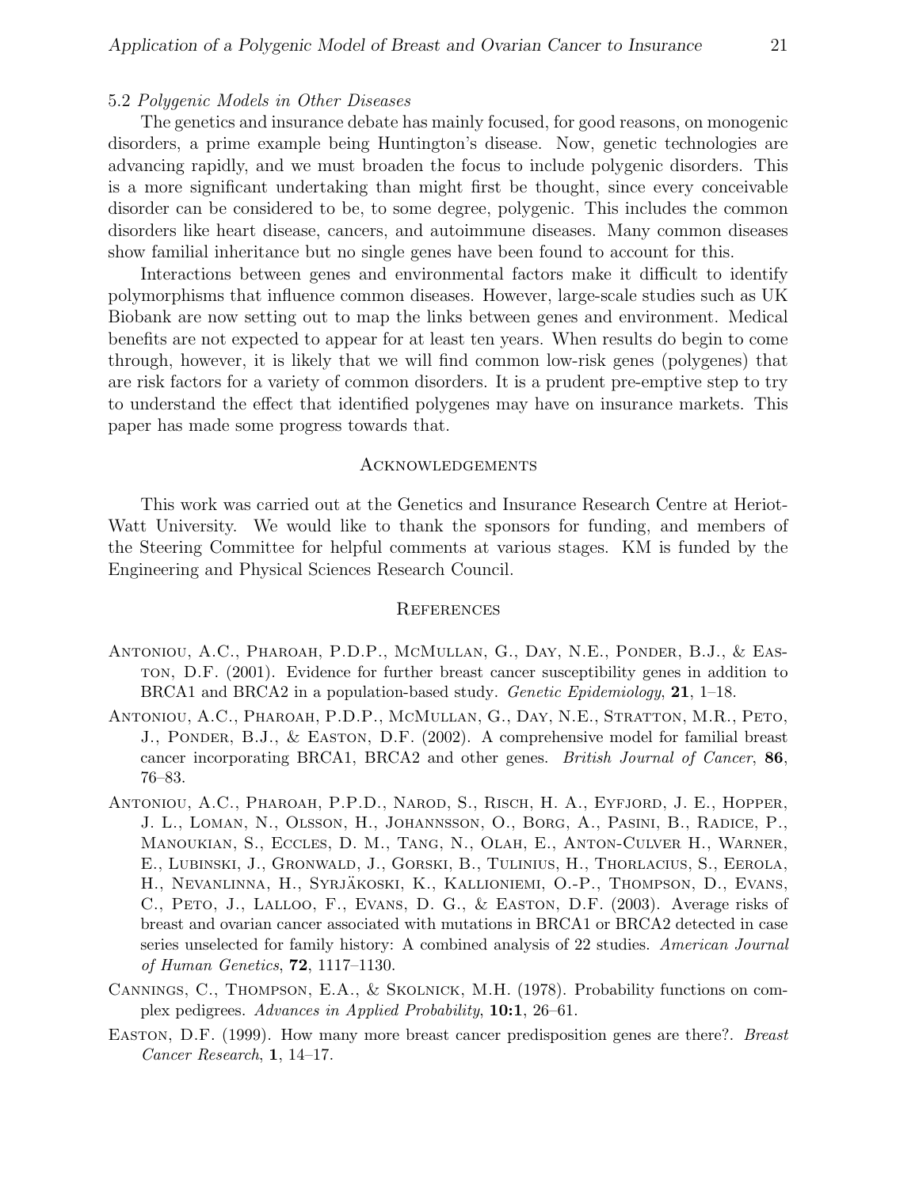### 5.2 *Polygenic Models in Other Diseases*

The genetics and insurance debate has mainly focused, for good reasons, on monogenic disorders, a prime example being Huntington's disease. Now, genetic technologies are advancing rapidly, and we must broaden the focus to include polygenic disorders. This is a more significant undertaking than might first be thought, since every conceivable disorder can be considered to be, to some degree, polygenic. This includes the common disorders like heart disease, cancers, and autoimmune diseases. Many common diseases show familial inheritance but no single genes have been found to account for this.

Interactions between genes and environmental factors make it difficult to identify polymorphisms that influence common diseases. However, large-scale studies such as UK Biobank are now setting out to map the links between genes and environment. Medical benefits are not expected to appear for at least ten years. When results do begin to come through, however, it is likely that we will find common low-risk genes (polygenes) that are risk factors for a variety of common disorders. It is a prudent pre-emptive step to try to understand the effect that identified polygenes may have on insurance markets. This paper has made some progress towards that.

## Acknowledgements

This work was carried out at the Genetics and Insurance Research Centre at Heriot-Watt University. We would like to thank the sponsors for funding, and members of the Steering Committee for helpful comments at various stages. KM is funded by the Engineering and Physical Sciences Research Council.

## References

Antoniou, A.C., Pharoah, P.D.P., McMullan, G., Day, N.E., Ponder, B.J., & Easton, D.F. (2001). Evidence for further breast cancer susceptibility genes in addition to BRCA1 and BRCA2 in a population-based study. *Genetic Epidemiology*, **21**, 1–18.

Antoniou, A.C., Pharoah, P.D.P., McMullan, G., Day, N.E., Stratton, M.R., Peto, J., Ponder, B.J., & Easton, D.F. (2002). A comprehensive model for familial breast cancer incorporating BRCA1, BRCA2 and other genes. *British Journal of Cancer*, **86**, 76–83.

Antoniou, A.C., Pharoah, P.P.D., Narod, S., Risch, H. A., Eyfjord, J. E., Hopper, J. L., Loman, N., Olsson, H., Johannsson, O., Borg, A., Pasini, B., Radice, P., Manoukian, S., Eccles, D. M., Tang, N., Olah, E., Anton-Culver H., Warner, E., Lubinski, J., Gronwald, J., Gorski, B., Tulinius, H., Thorlacius, S., Eerola, H., Nevanlinna, H., Syrjäkoski, K., Kallioniemi, O.-P., Thompson, D., Evans, C., Peto, J., Lalloo, F., Evans, D. G., & Easton, D.F. (2003). Average risks of breast and ovarian cancer associated with mutations in BRCA1 or BRCA2 detected in case series unselected for family history: A combined analysis of 22 studies. *American Journal of Human Genetics*, **72**, 1117–1130.

Cannings, C., Thompson, E.A., & Skolnick, M.H. (1978). Probability functions on complex pedigrees. *Advances in Applied Probability*, **10:1**, 26–61.

Easton, D.F. (1999). How many more breast cancer predisposition genes are there?. *Breast Cancer Research*, **1**, 14–17.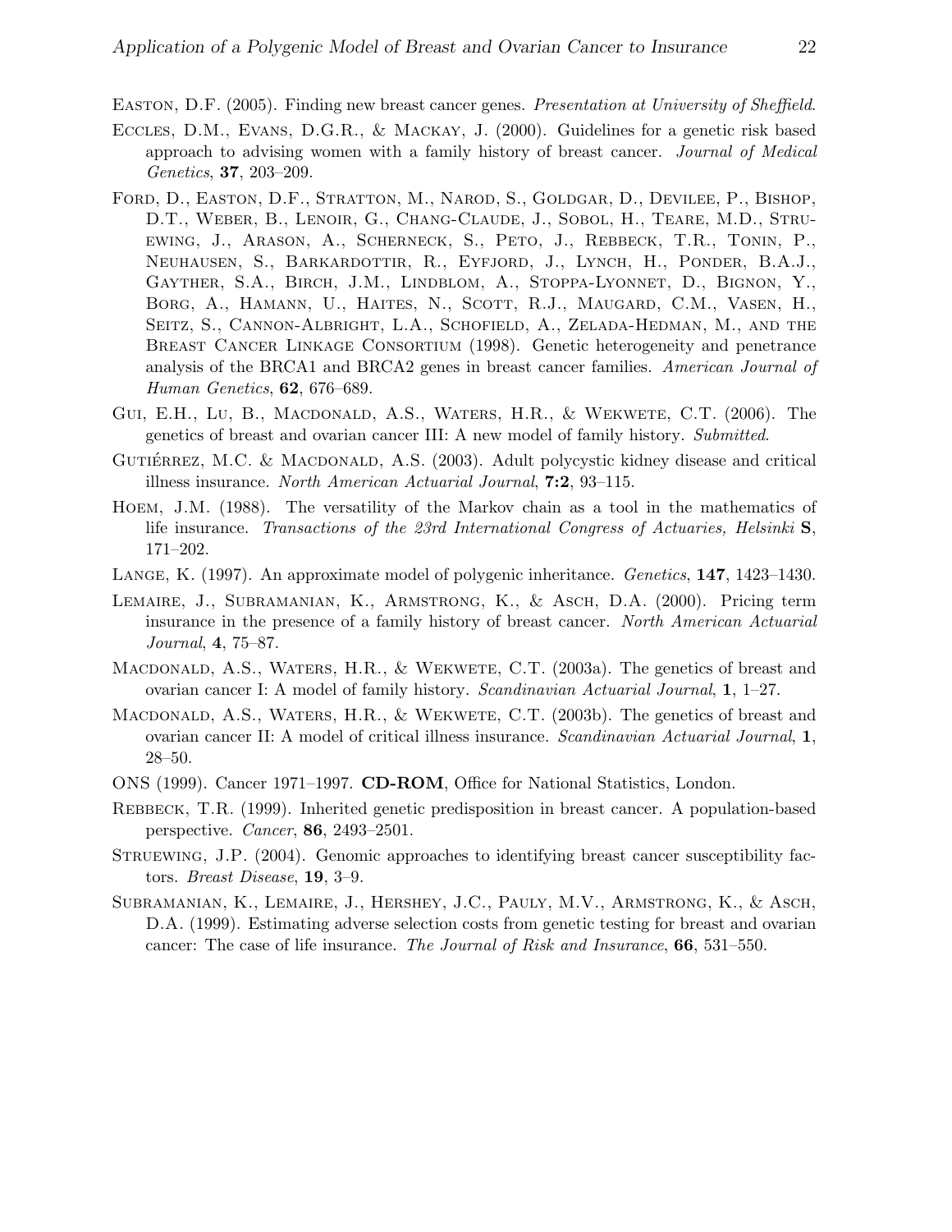Easton, D.F. (2005). Finding new breast cancer genes. *Presentation at University of Sheffield*.

Eccles, D.M., Evans, D.G.R., & Mackay, J. (2000). Guidelines for a genetic risk based approach to advising women with a family history of breast cancer. *Journal of Medical Genetics*, **37**, 203–209.

Ford, D., Easton, D.F., Stratton, M., Narod, S., Goldgar, D., Devilee, P., Bishop, D.T., Weber, B., Lenoir, G., Chang-Claude, J., Sobol, H., Teare, M.D., Struewing, J., Arason, A., Scherneck, S., Peto, J., Rebbeck, T.R., Tonin, P., Neuhausen, S., Barkardottir, R., Eyfjord, J., Lynch, H., Ponder, B.A.J., Gayther, S.A., Birch, J.M., Lindblom, A., Stoppa-Lyonnet, D., Bignon, Y., Borg, A., Hamann, U., Haites, N., Scott, R.J., Maugard, C.M., Vasen, H., Seitz, S., Cannon-Albright, L.A., Schofield, A., Zelada-Hedman, M., and the Breast Cancer Linkage Consortium (1998). Genetic heterogeneity and penetrance analysis of the BRCA1 and BRCA2 genes in breast cancer families. *American Journal of Human Genetics*, **62**, 676–689.

Gui, E.H., Lu, B., Macdonald, A.S., Waters, H.R., & Wekwete, C.T. (2006). The genetics of breast and ovarian cancer III: A new model of family history. *Submitted*.

Gutiérrez, M.C. & Macdonald, A.S. (2003). Adult polycystic kidney disease and critical illness insurance. *North American Actuarial Journal*, **7:2**, 93–115.

Hoem, J.M. (1988). The versatility of the Markov chain as a tool in the mathematics of life insurance. *Transactions of the 23rd International Congress of Actuaries, Helsinki* **S**, 171–202.

Lange, K. (1997). An approximate model of polygenic inheritance. *Genetics*, **147**, 1423–1430.

Lemaire, J., Subramanian, K., Armstrong, K., & Asch, D.A. (2000). Pricing term insurance in the presence of a family history of breast cancer. *North American Actuarial Journal*, **4**, 75–87.

Macdonald, A.S., Waters, H.R., & Wekwete, C.T. (2003a). The genetics of breast and ovarian cancer I: A model of family history. *Scandinavian Actuarial Journal*, **1**, 1–27.

Macdonald, A.S., Waters, H.R., & Wekwete, C.T. (2003b). The genetics of breast and ovarian cancer II: A model of critical illness insurance. *Scandinavian Actuarial Journal*, **1**, 28–50.

ONS (1999). Cancer 1971–1997. **CD-ROM**, Office for National Statistics, London.

Rebbeck, T.R. (1999). Inherited genetic predisposition in breast cancer. A population-based perspective. *Cancer*, **86**, 2493–2501.

Struewing, J.P. (2004). Genomic approaches to identifying breast cancer susceptibility factors. *Breast Disease*, **19**, 3–9.

Subramanian, K., Lemaire, J., Hershey, J.C., Pauly, M.V., Armstrong, K., & Asch, D.A. (1999). Estimating adverse selection costs from genetic testing for breast and ovarian cancer: The case of life insurance. *The Journal of Risk and Insurance*, **66**, 531–550.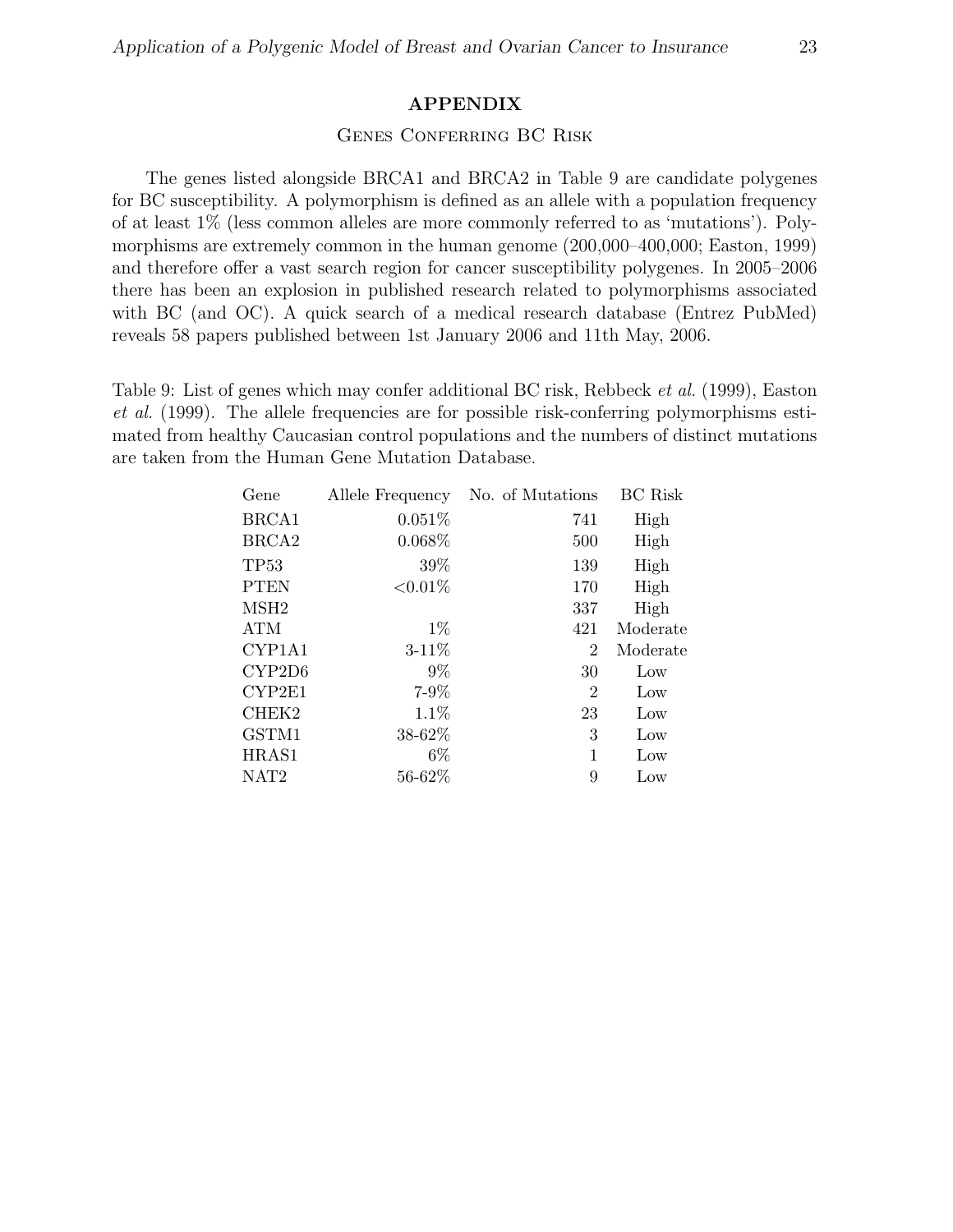## APPENDIX

### Genes Conferring BC Risk

The genes listed alongside BRCA1 and BRCA2 in Table 9 are candidate polygenes for BC susceptibility. A polymorphism is defined as an allele with a population frequency of at least 1% (less common alleles are more commonly referred to as 'mutations'). Polymorphisms are extremely common in the human genome (200,000–400,000; Easton, 1999) and therefore offer a vast search region for cancer susceptibility polygenes. In 2005–2006 there has been an explosion in published research related to polymorphisms associated with BC (and OC). A quick search of a medical research database (Entrez PubMed) reveals 58 papers published between 1st January 2006 and 11th May, 2006.

Table 9: List of genes which may confer additional BC risk, Rebbeck *et al.* (1999), Easton *et al.* (1999). The allele frequencies are for possible risk-conferring polymorphisms estimated from healthy Caucasian control populations and the numbers of distinct mutations are taken from the Human Gene Mutation Database.

| Gene | Allele Frequency | No. of Mutations | BC Risk |
|---|---|---|---|
| BRCA1 | 0.051% | 741 | High |
| BRCA2 | 0.068% | 500 | High |
| TP53 | 39% | 139 | High |
| PTEN | <0.01% | 170 | High |
| MSH2 | | 337 | High |
| ATM | 1% | 421 | Moderate |
| CYP1A1 | 3-11% | 2 | Moderate |
| CYP2D6 | 9% | 30 | Low |
| CYP2E1 | 7-9% | 2 | Low |
| CHEK2 | 1.1% | 23 | Low |
| GSTM1 | 38-62% | 3 | Low |
| HRAS1 | 6% | 1 | Low |
| NAT2 | 56-62% | 9 | Low |